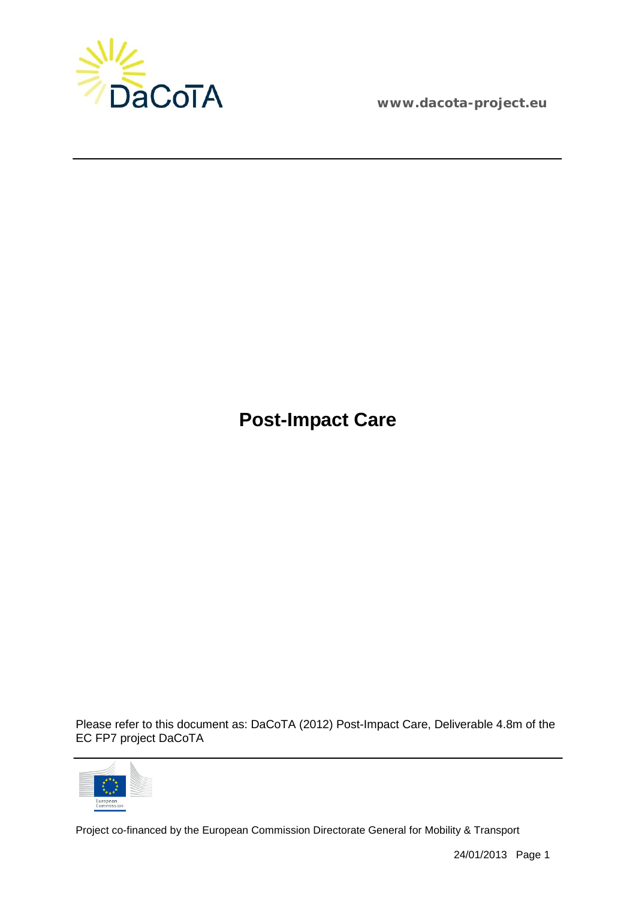www.dacota-project.eu

# Post-Impact Care

Please refer to this document as: DaCoTA (2012) Post-Impact Care, Deliverable 4.8m of the EC FP7 project DaCoTA

Project co-financed by the European Commission Directorate General for Mobility & Transport

24/01/2013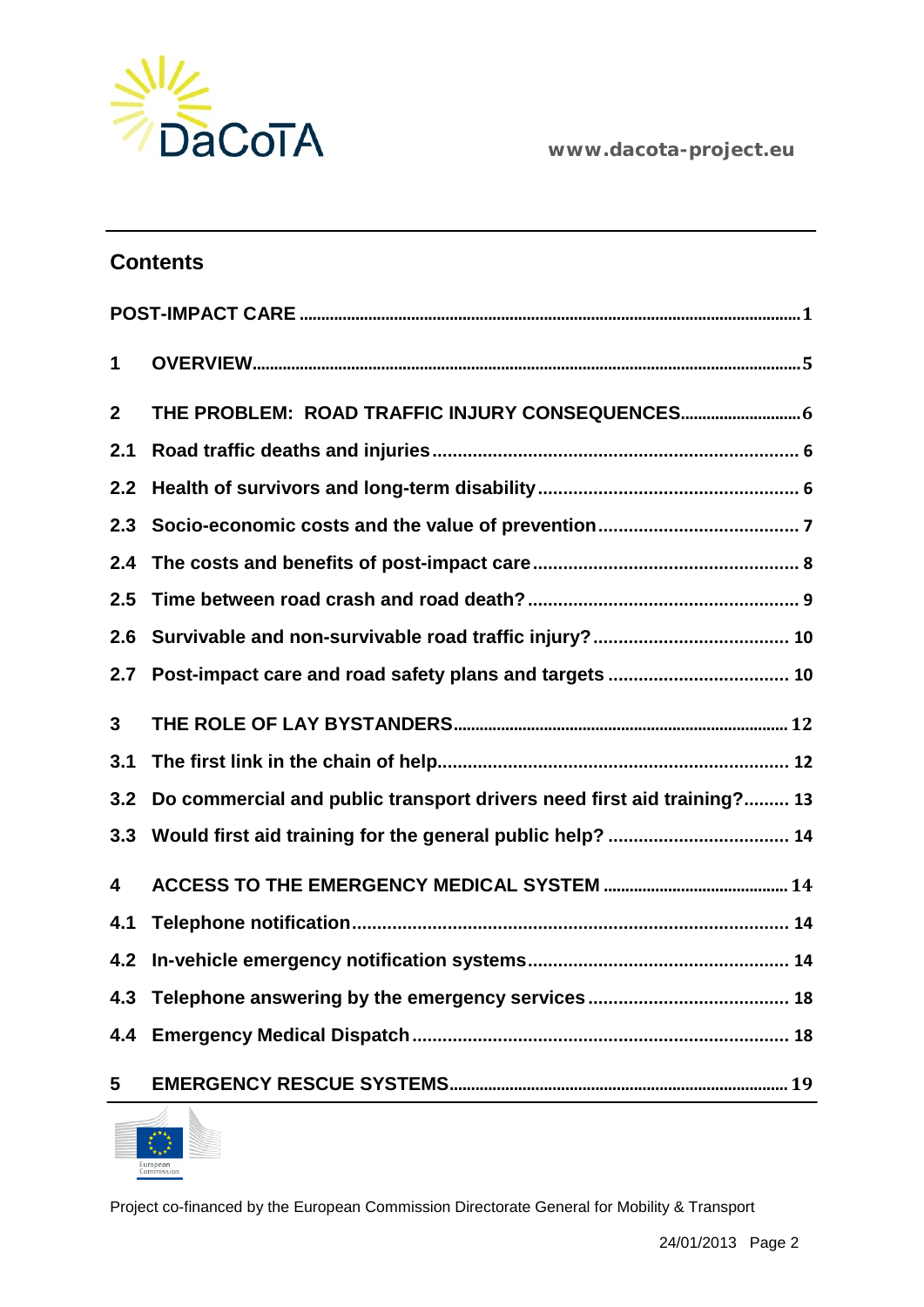## Contents

POST-IMPACT CARE ....................................................................................................................1

1 OVERVIEW.......................................................................................................................5

2 THE PROBLEM: ROAD TRAFFIC INJURY CONSEQUENCES............................6

2.1 Road traffic deaths and injuries ........................................................................ 6

2.2 Health of survivors and long-term disability ................................................... 6

2.3 Socio-economic costs and the value of prevention ....................................... 7

2.4 The costs and benefits of post-impact care ..................................................... 8

2.5 Time between road crash and road death? ..................................................... 9

2.6 Survivable and non-survivable road traffic injury? ...................................... 10

2.7 Post-impact care and road safety plans and targets .................................... 10

3 THE ROLE OF LAY BYSTANDERS........................................................................... 12

3.1 The first link in the chain of help..................................................................... 12

3.2 Do commercial and public transport drivers need first aid training?......... 13

3.3 Would first aid training for the general public help? .................................... 14

4 ACCESS TO THE EMERGENCY MEDICAL SYSTEM .......................................... 14

4.1 Telephone notification...................................................................................... 14

4.2 In-vehicle emergency notification systems.................................................... 14

4.3 Telephone answering by the emergency services ........................................ 18

4.4 Emergency Medical Dispatch ........................................................................... 18

5 EMERGENCY RESCUE SYSTEMS............................................................................. 19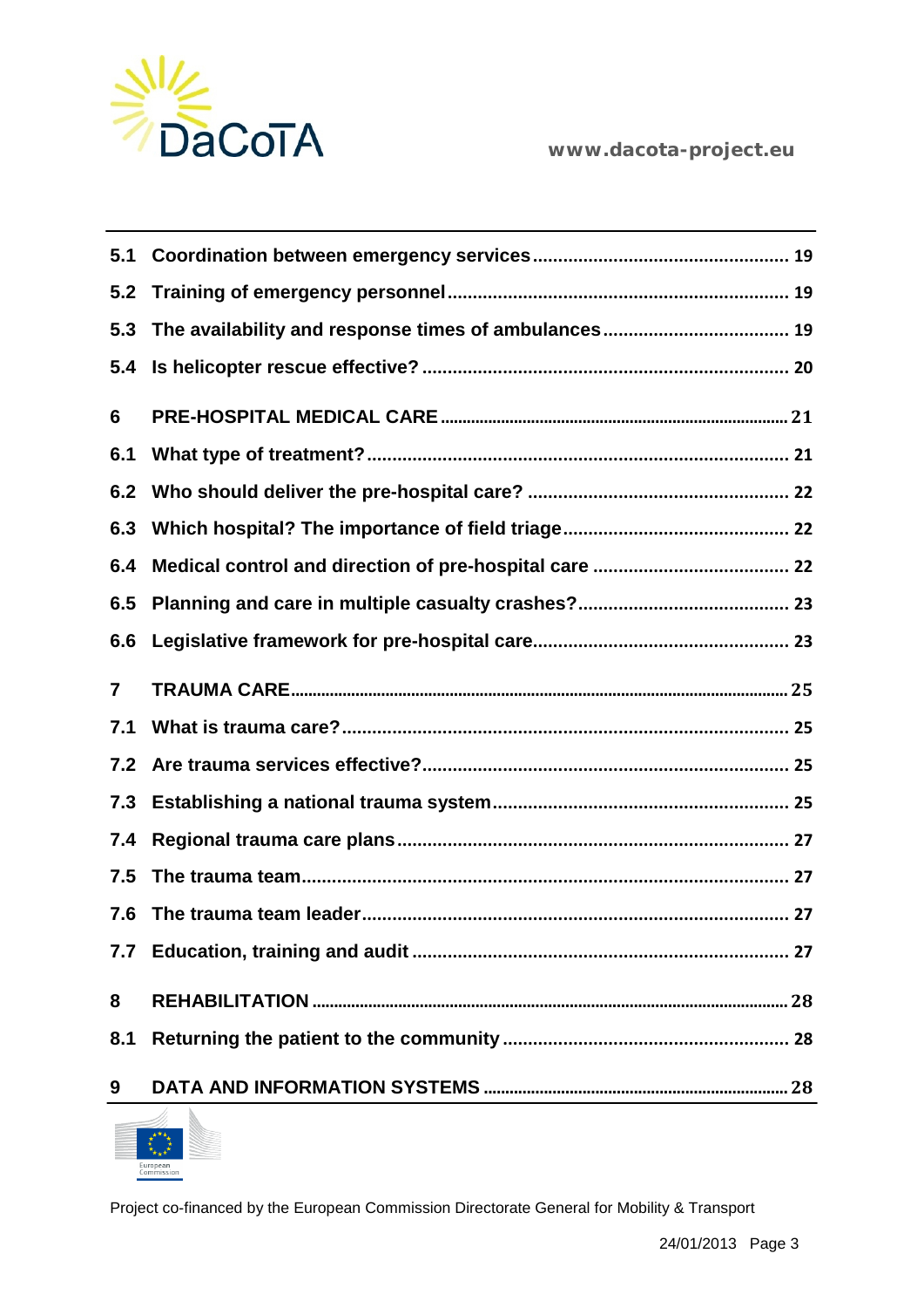5.1 Coordination between emergency services ........................................................ 19

5.2 Training of emergency personnel ........................................................................ 19

5.3 The availability and response times of ambulances .......................................... 19

5.4 Is helicopter rescue effective? ............................................................................. 20

6 PRE-HOSPITAL MEDICAL CARE ............................................................................. 21

6.1 What type of treatment? ....................................................................................... 21

6.2 Who should deliver the pre-hospital care? ......................................................... 22

6.3 Which hospital? The importance of field triage .................................................. 22

6.4 Medical control and direction of pre-hospital care ............................................ 22

6.5 Planning and care in multiple casualty crashes? ................................................ 23

6.6 Legislative framework for pre-hospital care ......................................................... 23

7 TRAUMA CARE ........................................................................................................... 25

7.1 What is trauma care? ............................................................................................ 25

7.2 Are trauma services effective? ............................................................................ 25

7.3 Establishing a national trauma system ................................................................ 25

7.4 Regional trauma care plans ................................................................................. 27

7.5 The trauma team .................................................................................................... 27

7.6 The trauma team leader ........................................................................................ 27

7.7 Education, training and audit ............................................................................... 27

8 REHABILITATION ....................................................................................................... 28

8.1 Returning the patient to the community ............................................................. 28

9 DATA AND INFORMATION SYSTEMS ..................................................................... 28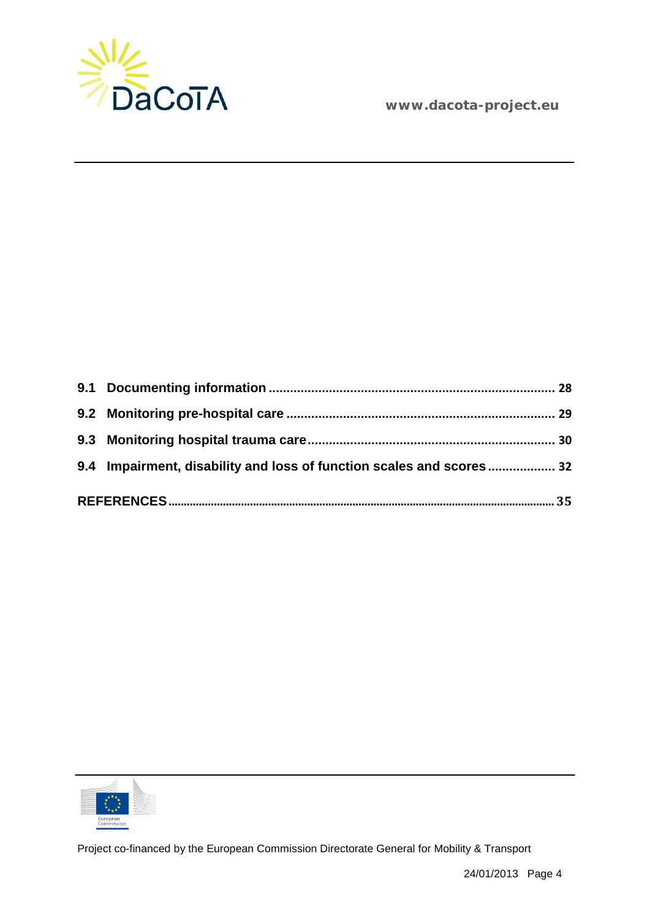9.1 Documenting information ................................................................................ 28

9.2 Monitoring pre-hospital care ........................................................................... 29

9.3 Monitoring hospital trauma care ..................................................................... 30

9.4 Impairment, disability and loss of function scales and scores ................... 32

REFERENCES ........................................................................................................................ 35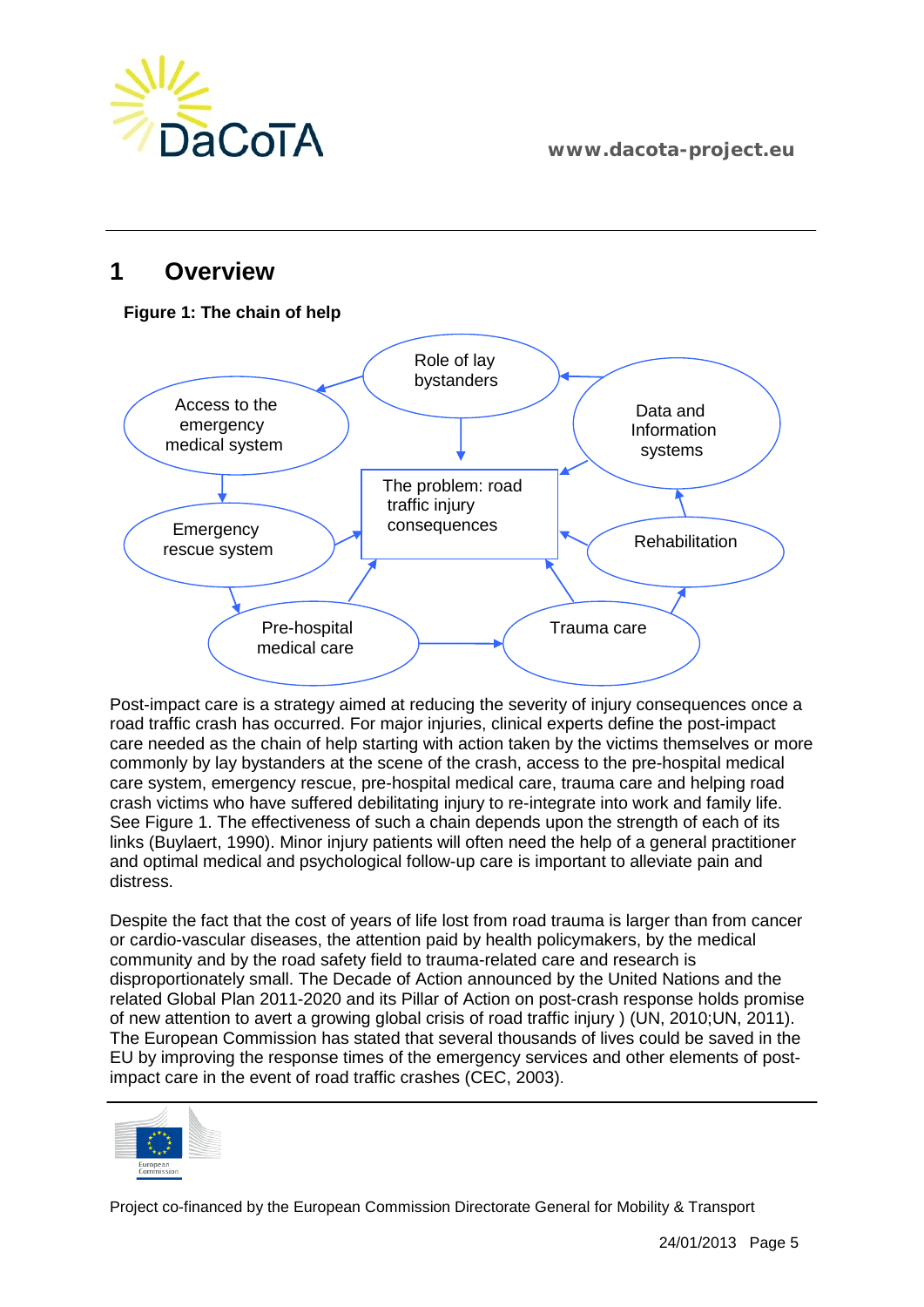# 1 Overview

**Figure 1: The chain of help**

Role of lay bystanders

Access to the emergency medical system

Data and Information systems

The problem: road traffic injury consequences

Emergency rescue system

Rehabilitation

Pre-hospital medical care

Trauma care

Post-impact care is a strategy aimed at reducing the severity of injury consequences once a road traffic crash has occurred. For major injuries, clinical experts define the post-impact care needed as the chain of help starting with action taken by the victims themselves or more commonly by lay bystanders at the scene of the crash, access to the pre-hospital medical care system, emergency rescue, pre-hospital medical care, trauma care and helping road crash victims who have suffered debilitating injury to re-integrate into work and family life. See Figure 1. The effectiveness of such a chain depends upon the strength of each of its links (Buylaert, 1990). Minor injury patients will often need the help of a general practitioner and optimal medical and psychological follow-up care is important to alleviate pain and distress.

Despite the fact that the cost of years of life lost from road trauma is larger than from cancer or cardio-vascular diseases, the attention paid by health policymakers, by the medical community and by the road safety field to trauma-related care and research is disproportionately small. The Decade of Action announced by the United Nations and the related Global Plan 2011-2020 and its Pillar of Action on post-crash response holds promise of new attention to avert a growing global crisis of road traffic injury ) (UN, 2010;UN, 2011). The European Commission has stated that several thousands of lives could be saved in the EU by improving the response times of the emergency services and other elements of post-impact care in the event of road traffic crashes (CEC, 2003).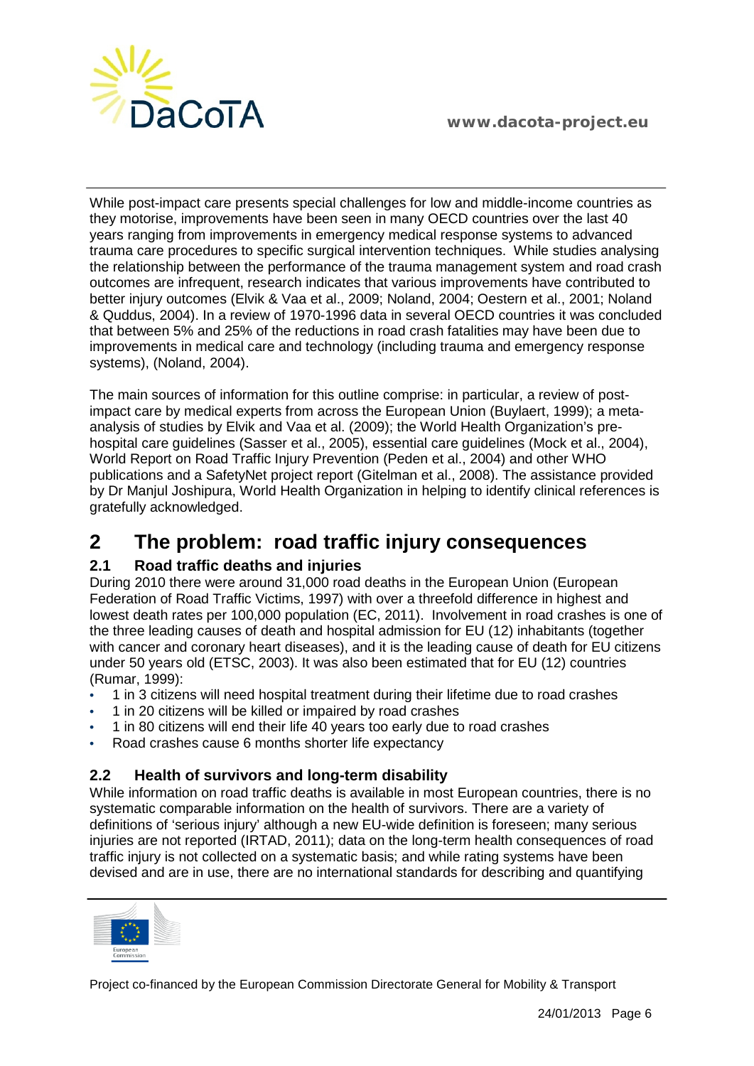While post-impact care presents special challenges for low and middle-income countries as they motorise, improvements have been seen in many OECD countries over the last 40 years ranging from improvements in emergency medical response systems to advanced trauma care procedures to specific surgical intervention techniques. While studies analysing the relationship between the performance of the trauma management system and road crash outcomes are infrequent, research indicates that various improvements have contributed to better injury outcomes (Elvik & Vaa et al., 2009; Noland, 2004; Oestern et al., 2001; Noland & Quddus, 2004). In a review of 1970-1996 data in several OECD countries it was concluded that between 5% and 25% of the reductions in road crash fatalities may have been due to improvements in medical care and technology (including trauma and emergency response systems), (Noland, 2004).

The main sources of information for this outline comprise: in particular, a review of post-impact care by medical experts from across the European Union (Buylaert, 1999); a meta-analysis of studies by Elvik and Vaa et al. (2009); the World Health Organization's pre-hospital care guidelines (Sasser et al., 2005), essential care guidelines (Mock et al., 2004), World Report on Road Traffic Injury Prevention (Peden et al., 2004) and other WHO publications and a SafetyNet project report (Gitelman et al., 2008). The assistance provided by Dr Manjul Joshipura, World Health Organization in helping to identify clinical references is gratefully acknowledged.

# 2 The problem: road traffic injury consequences

## 2.1 Road traffic deaths and injuries

During 2010 there were around 31,000 road deaths in the European Union (European Federation of Road Traffic Victims, 1997) with over a threefold difference in highest and lowest death rates per 100,000 population (EC, 2011). Involvement in road crashes is one of the three leading causes of death and hospital admission for EU (12) inhabitants (together with cancer and coronary heart diseases), and it is the leading cause of death for EU citizens under 50 years old (ETSC, 2003). It was also been estimated that for EU (12) countries (Rumar, 1999):

- 1 in 3 citizens will need hospital treatment during their lifetime due to road crashes
- 1 in 20 citizens will be killed or impaired by road crashes
- 1 in 80 citizens will end their life 40 years too early due to road crashes
- Road crashes cause 6 months shorter life expectancy

## 2.2 Health of survivors and long-term disability

While information on road traffic deaths is available in most European countries, there is no systematic comparable information on the health of survivors. There are a variety of definitions of 'serious injury' although a new EU-wide definition is foreseen; many serious injuries are not reported (IRTAD, 2011); data on the long-term health consequences of road traffic injury is not collected on a systematic basis; and while rating systems have been devised and are in use, there are no international standards for describing and quantifying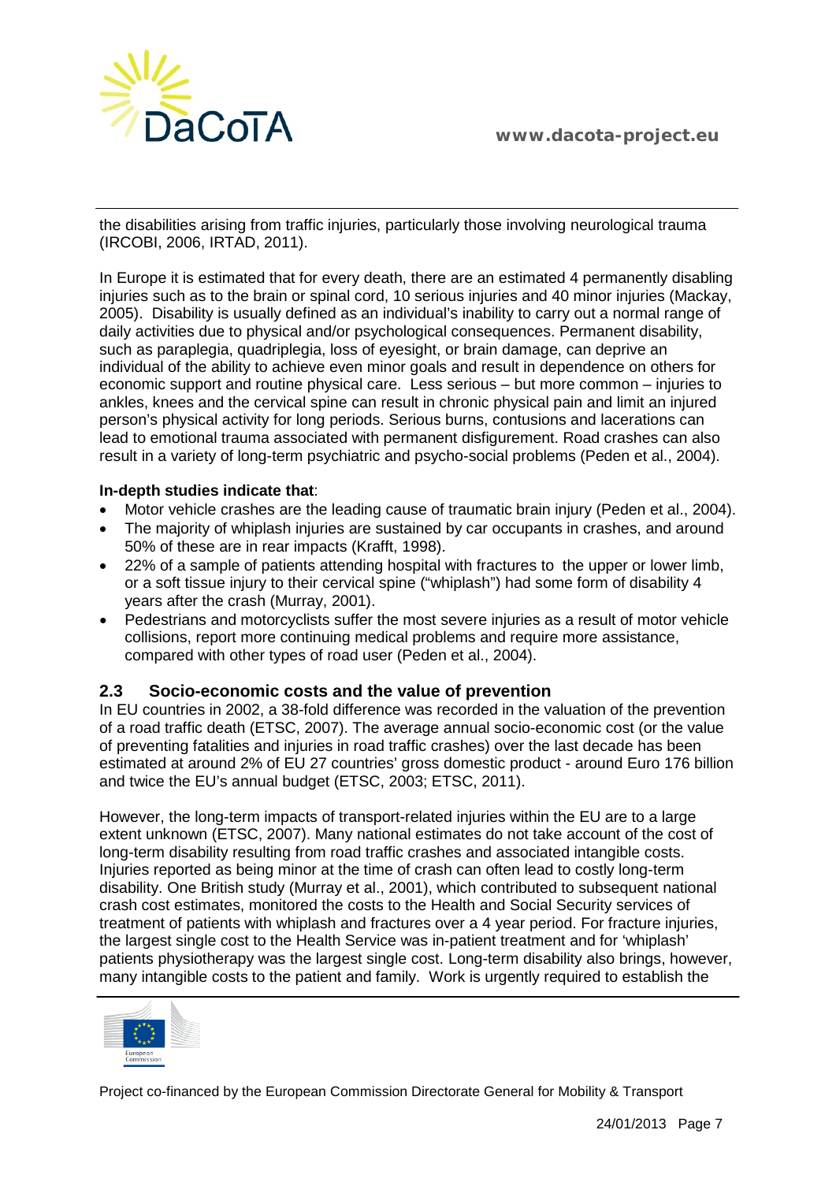the disabilities arising from traffic injuries, particularly those involving neurological trauma (IRCOBI, 2006, IRTAD, 2011).

In Europe it is estimated that for every death, there are an estimated 4 permanently disabling injuries such as to the brain or spinal cord, 10 serious injuries and 40 minor injuries (Mackay, 2005). Disability is usually defined as an individual's inability to carry out a normal range of daily activities due to physical and/or psychological consequences. Permanent disability, such as paraplegia, quadriplegia, loss of eyesight, or brain damage, can deprive an individual of the ability to achieve even minor goals and result in dependence on others for economic support and routine physical care. Less serious – but more common – injuries to ankles, knees and the cervical spine can result in chronic physical pain and limit an injured person's physical activity for long periods. Serious burns, contusions and lacerations can lead to emotional trauma associated with permanent disfigurement. Road crashes can also result in a variety of long-term psychiatric and psycho-social problems (Peden et al., 2004).

**In-depth studies indicate that**:

- Motor vehicle crashes are the leading cause of traumatic brain injury (Peden et al., 2004).
- The majority of whiplash injuries are sustained by car occupants in crashes, and around 50% of these are in rear impacts (Krafft, 1998).
- 22% of a sample of patients attending hospital with fractures to the upper or lower limb, or a soft tissue injury to their cervical spine ("whiplash") had some form of disability 4 years after the crash (Murray, 2001).
- Pedestrians and motorcyclists suffer the most severe injuries as a result of motor vehicle collisions, report more continuing medical problems and require more assistance, compared with other types of road user (Peden et al., 2004).

## 2.3 Socio-economic costs and the value of prevention

In EU countries in 2002, a 38-fold difference was recorded in the valuation of the prevention of a road traffic death (ETSC, 2007). The average annual socio-economic cost (or the value of preventing fatalities and injuries in road traffic crashes) over the last decade has been estimated at around 2% of EU 27 countries' gross domestic product - around Euro 176 billion and twice the EU's annual budget (ETSC, 2003; ETSC, 2011).

However, the long-term impacts of transport-related injuries within the EU are to a large extent unknown (ETSC, 2007). Many national estimates do not take account of the cost of long-term disability resulting from road traffic crashes and associated intangible costs. Injuries reported as being minor at the time of crash can often lead to costly long-term disability. One British study (Murray et al., 2001), which contributed to subsequent national crash cost estimates, monitored the costs to the Health and Social Security services of treatment of patients with whiplash and fractures over a 4 year period. For fracture injuries, the largest single cost to the Health Service was in-patient treatment and for 'whiplash' patients physiotherapy was the largest single cost. Long-term disability also brings, however, many intangible costs to the patient and family. Work is urgently required to establish the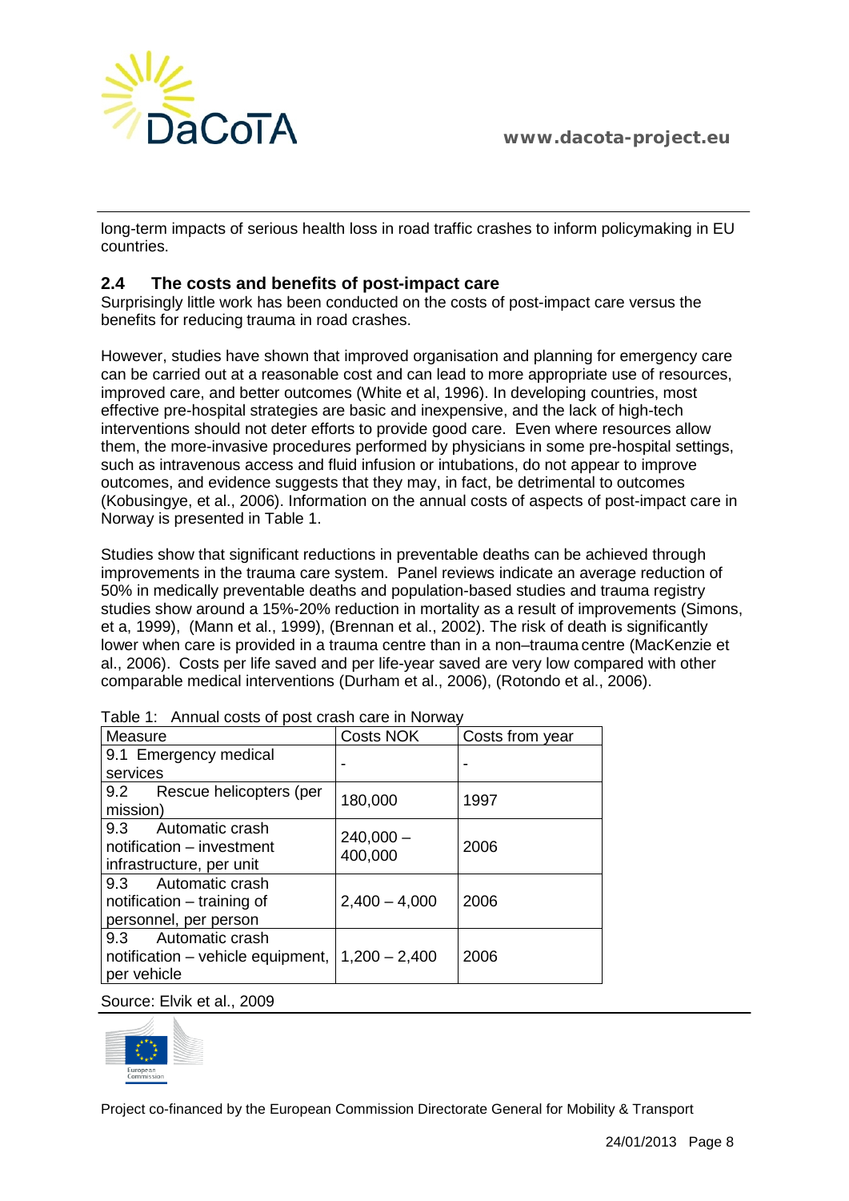long-term impacts of serious health loss in road traffic crashes to inform policymaking in EU countries.

## 2.4 The costs and benefits of post-impact care

Surprisingly little work has been conducted on the costs of post-impact care versus the benefits for reducing trauma in road crashes.

However, studies have shown that improved organisation and planning for emergency care can be carried out at a reasonable cost and can lead to more appropriate use of resources, improved care, and better outcomes (White et al, 1996). In developing countries, most effective pre-hospital strategies are basic and inexpensive, and the lack of high-tech interventions should not deter efforts to provide good care. Even where resources allow them, the more-invasive procedures performed by physicians in some pre-hospital settings, such as intravenous access and fluid infusion or intubations, do not appear to improve outcomes, and evidence suggests that they may, in fact, be detrimental to outcomes (Kobusingye, et al., 2006). Information on the annual costs of aspects of post-impact care in Norway is presented in Table 1.

Studies show that significant reductions in preventable deaths can be achieved through improvements in the trauma care system. Panel reviews indicate an average reduction of 50% in medically preventable deaths and population-based studies and trauma registry studies show around a 15%-20% reduction in mortality as a result of improvements (Simons, et a, 1999), (Mann et al., 1999), (Brennan et al., 2002). The risk of death is significantly lower when care is provided in a trauma centre than in a non–trauma centre (MacKenzie et al., 2006). Costs per life saved and per life-year saved are very low compared with other comparable medical interventions (Durham et al., 2006), (Rotondo et al., 2006).

Table 1: Annual costs of post crash care in Norway

| Measure | Costs NOK | Costs from year |
|---|---|---|
| 9.1 Emergency medical services | - | - |
| 9.2 Rescue helicopters (per mission) | 180,000 | 1997 |
| 9.3 Automatic crash notification – investment infrastructure, per unit | 240,000 – 400,000 | 2006 |
| 9.3 Automatic crash notification – training of personnel, per person | 2,400 – 4,000 | 2006 |
| 9.3 Automatic crash notification – vehicle equipment, per vehicle | 1,200 – 2,400 | 2006 |

Source: Elvik et al., 2009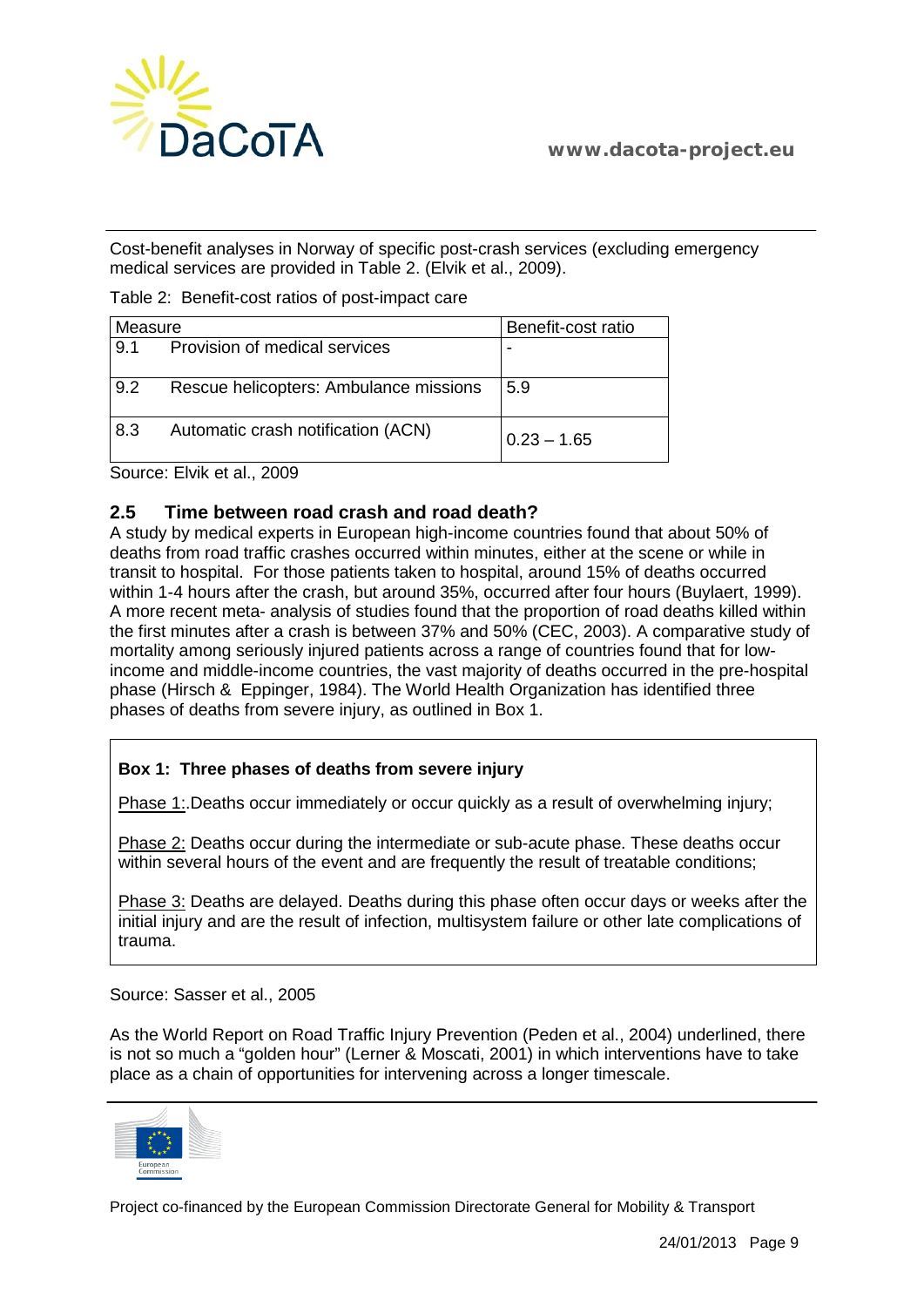Cost-benefit analyses in Norway of specific post-crash services (excluding emergency medical services are provided in Table 2. (Elvik et al., 2009).

Table 2: Benefit-cost ratios of post-impact care

| Measure | | Benefit-cost ratio |
|---|---|---|
| 9.1 | Provision of medical services | - |
| 9.2 | Rescue helicopters: Ambulance missions | 5.9 |
| 8.3 | Automatic crash notification (ACN) | 0.23 – 1.65 |

Source: Elvik et al., 2009

## 2.5 Time between road crash and road death?

A study by medical experts in European high-income countries found that about 50% of deaths from road traffic crashes occurred within minutes, either at the scene or while in transit to hospital. For those patients taken to hospital, around 15% of deaths occurred within 1-4 hours after the crash, but around 35%, occurred after four hours (Buylaert, 1999). A more recent meta- analysis of studies found that the proportion of road deaths killed within the first minutes after a crash is between 37% and 50% (CEC, 2003). A comparative study of mortality among seriously injured patients across a range of countries found that for low-income and middle-income countries, the vast majority of deaths occurred in the pre-hospital phase (Hirsch & Eppinger, 1984). The World Health Organization has identified three phases of deaths from severe injury, as outlined in Box 1.

> **Box 1: Three phases of deaths from severe injury**
>
> Phase 1:.Deaths occur immediately or occur quickly as a result of overwhelming injury;
>
> Phase 2: Deaths occur during the intermediate or sub-acute phase. These deaths occur within several hours of the event and are frequently the result of treatable conditions;
>
> Phase 3: Deaths are delayed. Deaths during this phase often occur days or weeks after the initial injury and are the result of infection, multisystem failure or other late complications of trauma.

Source: Sasser et al., 2005

As the World Report on Road Traffic Injury Prevention (Peden et al., 2004) underlined, there is not so much a "golden hour" (Lerner & Moscati, 2001) in which interventions have to take place as a chain of opportunities for intervening across a longer timescale.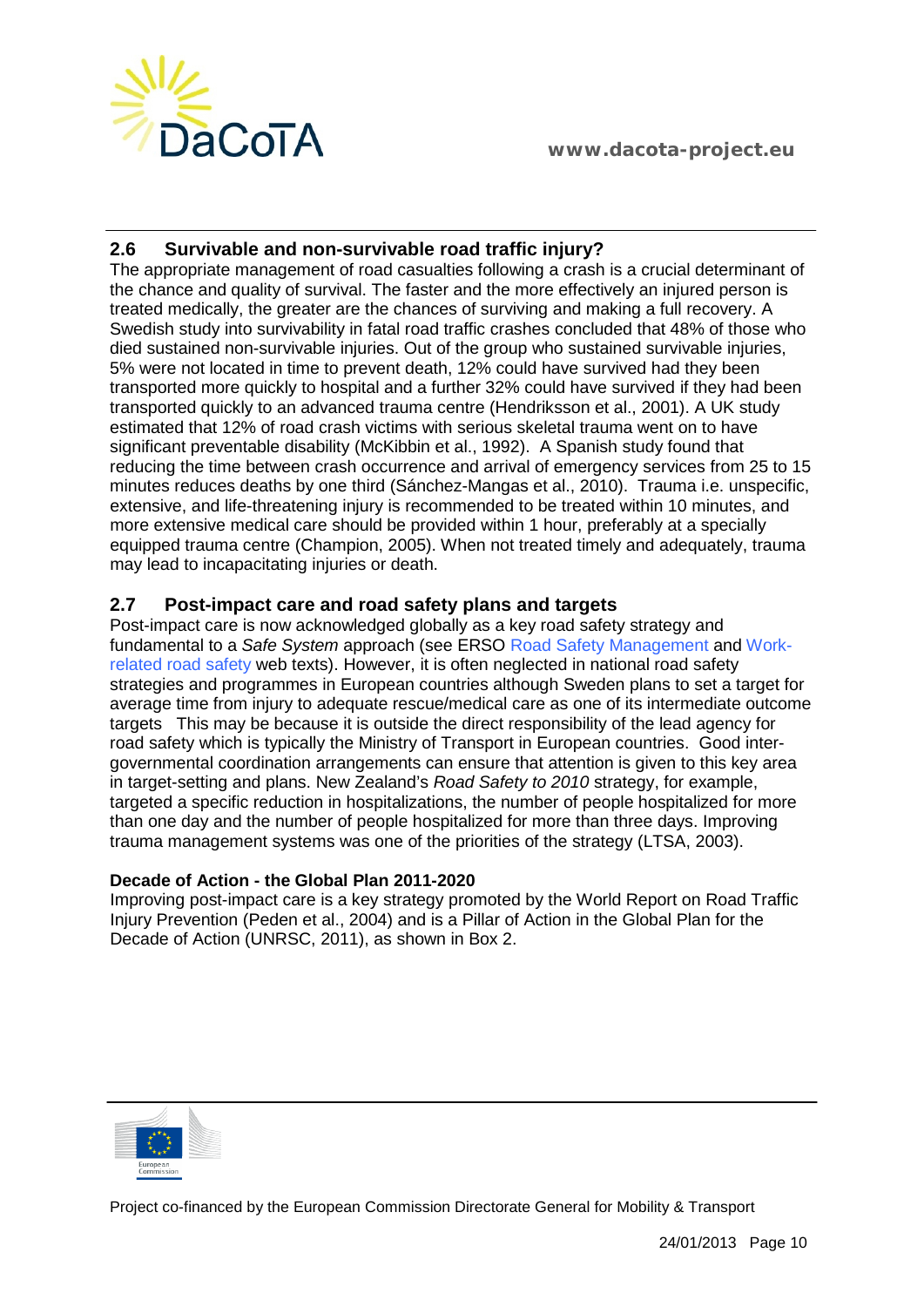## 2.6 Survivable and non-survivable road traffic injury?

The appropriate management of road casualties following a crash is a crucial determinant of the chance and quality of survival. The faster and the more effectively an injured person is treated medically, the greater are the chances of surviving and making a full recovery. A Swedish study into survivability in fatal road traffic crashes concluded that 48% of those who died sustained non-survivable injuries. Out of the group who sustained survivable injuries, 5% were not located in time to prevent death, 12% could have survived had they been transported more quickly to hospital and a further 32% could have survived if they had been transported quickly to an advanced trauma centre (Hendriksson et al., 2001). A UK study estimated that 12% of road crash victims with serious skeletal trauma went on to have significant preventable disability (McKibbin et al., 1992). A Spanish study found that reducing the time between crash occurrence and arrival of emergency services from 25 to 15 minutes reduces deaths by one third (Sánchez-Mangas et al., 2010). Trauma i.e. unspecific, extensive, and life-threatening injury is recommended to be treated within 10 minutes, and more extensive medical care should be provided within 1 hour, preferably at a specially equipped trauma centre (Champion, 2005). When not treated timely and adequately, trauma may lead to incapacitating injuries or death.

## 2.7 Post-impact care and road safety plans and targets

Post-impact care is now acknowledged globally as a key road safety strategy and fundamental to a *Safe System* approach (see ERSO Road Safety Management and Work-related road safety web texts). However, it is often neglected in national road safety strategies and programmes in European countries although Sweden plans to set a target for average time from injury to adequate rescue/medical care as one of its intermediate outcome targets This may be because it is outside the direct responsibility of the lead agency for road safety which is typically the Ministry of Transport in European countries. Good inter-governmental coordination arrangements can ensure that attention is given to this key area in target-setting and plans. New Zealand's *Road Safety to 2010* strategy, for example, targeted a specific reduction in hospitalizations, the number of people hospitalized for more than one day and the number of people hospitalized for more than three days. Improving trauma management systems was one of the priorities of the strategy (LTSA, 2003).

**Decade of Action - the Global Plan 2011-2020**

Improving post-impact care is a key strategy promoted by the World Report on Road Traffic Injury Prevention (Peden et al., 2004) and is a Pillar of Action in the Global Plan for the Decade of Action (UNRSC, 2011), as shown in Box 2.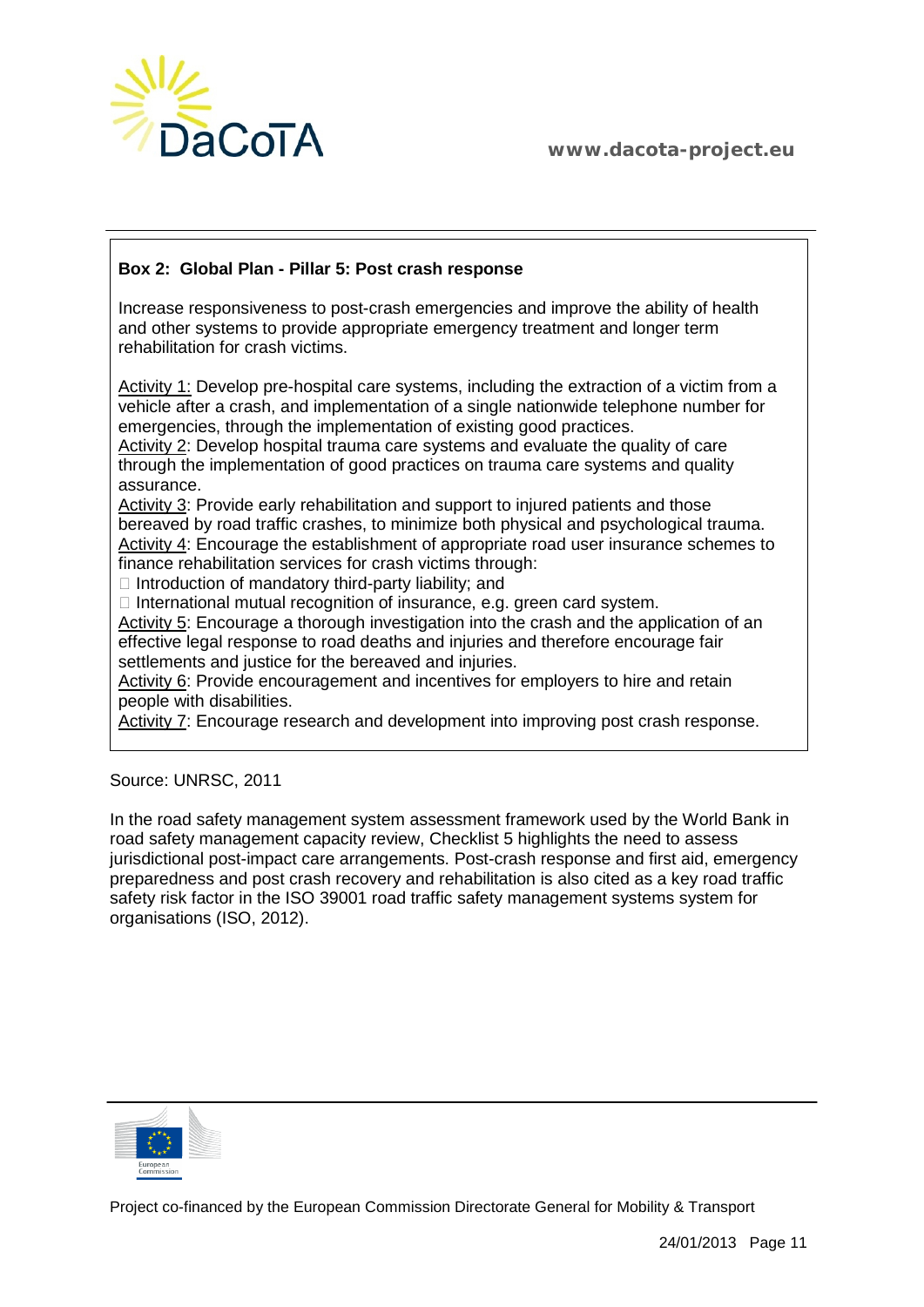**Box 2: Global Plan - Pillar 5: Post crash response**

Increase responsiveness to post-crash emergencies and improve the ability of health and other systems to provide appropriate emergency treatment and longer term rehabilitation for crash victims.

Activity 1: Develop pre-hospital care systems, including the extraction of a victim from a vehicle after a crash, and implementation of a single nationwide telephone number for emergencies, through the implementation of existing good practices.
Activity 2: Develop hospital trauma care systems and evaluate the quality of care through the implementation of good practices on trauma care systems and quality assurance.
Activity 3: Provide early rehabilitation and support to injured patients and those bereaved by road traffic crashes, to minimize both physical and psychological trauma.
Activity 4: Encourage the establishment of appropriate road user insurance schemes to finance rehabilitation services for crash victims through:

- Introduction of mandatory third-party liability; and
- International mutual recognition of insurance, e.g. green card system.

Activity 5: Encourage a thorough investigation into the crash and the application of an effective legal response to road deaths and injuries and therefore encourage fair settlements and justice for the bereaved and injuries.
Activity 6: Provide encouragement and incentives for employers to hire and retain people with disabilities.
Activity 7: Encourage research and development into improving post crash response.

Source: UNRSC, 2011

In the road safety management system assessment framework used by the World Bank in road safety management capacity review, Checklist 5 highlights the need to assess jurisdictional post-impact care arrangements. Post-crash response and first aid, emergency preparedness and post crash recovery and rehabilitation is also cited as a key road traffic safety risk factor in the ISO 39001 road traffic safety management systems system for organisations (ISO, 2012).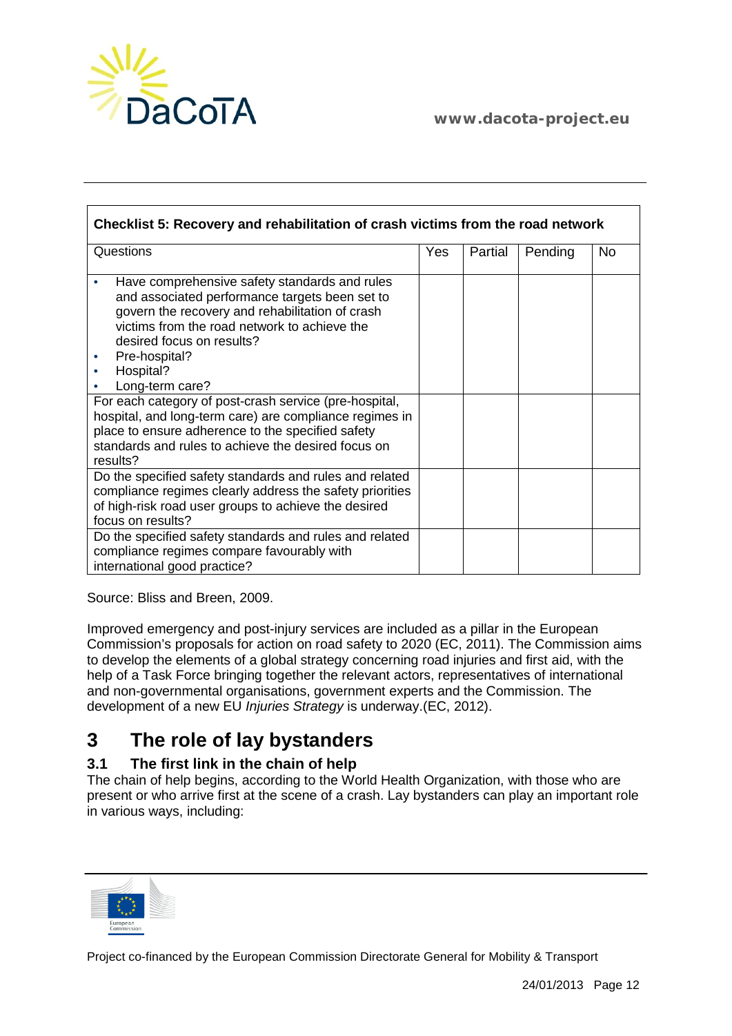| Checklist 5: Recovery and rehabilitation of crash victims from the road network | | | | |
|---|---|---|---|---|
| Questions | Yes | Partial | Pending | No |
| • Have comprehensive safety standards and rules and associated performance targets been set to govern the recovery and rehabilitation of crash victims from the road network to achieve the desired focus on results? • Pre-hospital? • Hospital? • Long-term care? | | | | |
| For each category of post-crash service (pre-hospital, hospital, and long-term care) are compliance regimes in place to ensure adherence to the specified safety standards and rules to achieve the desired focus on results? | | | | |
| Do the specified safety standards and rules and related compliance regimes clearly address the safety priorities of high-risk road user groups to achieve the desired focus on results? | | | | |
| Do the specified safety standards and rules and related compliance regimes compare favourably with international good practice? | | | | |

Source: Bliss and Breen, 2009.

Improved emergency and post-injury services are included as a pillar in the European Commission's proposals for action on road safety to 2020 (EC, 2011). The Commission aims to develop the elements of a global strategy concerning road injuries and first aid, with the help of a Task Force bringing together the relevant actors, representatives of international and non-governmental organisations, government experts and the Commission. The development of a new EU *Injuries Strategy* is underway.(EC, 2012).

# 3 The role of lay bystanders

## 3.1 The first link in the chain of help

The chain of help begins, according to the World Health Organization, with those who are present or who arrive first at the scene of a crash. Lay bystanders can play an important role in various ways, including: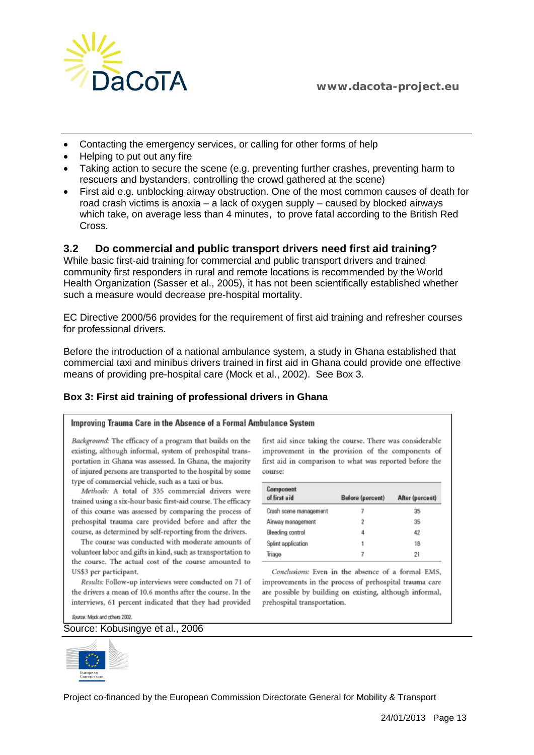- Contacting the emergency services, or calling for other forms of help
- Helping to put out any fire
- Taking action to secure the scene (e.g. preventing further crashes, preventing harm to rescuers and bystanders, controlling the crowd gathered at the scene)
- First aid e.g. unblocking airway obstruction. One of the most common causes of death for road crash victims is anoxia – a lack of oxygen supply – caused by blocked airways which take, on average less than 4 minutes, to prove fatal according to the British Red Cross.

## 3.2 Do commercial and public transport drivers need first aid training?

While basic first-aid training for commercial and public transport drivers and trained community first responders in rural and remote locations is recommended by the World Health Organization (Sasser et al., 2005), it has not been scientifically established whether such a measure would decrease pre-hospital mortality.

EC Directive 2000/56 provides for the requirement of first aid training and refresher courses for professional drivers.

Before the introduction of a national ambulance system, a study in Ghana established that commercial taxi and minibus drivers trained in first aid in Ghana could provide one effective means of providing pre-hospital care (Mock et al., 2002). See Box 3.

**Box 3: First aid training of professional drivers in Ghana**

**Improving Trauma Care in the Absence of a Formal Ambulance System**

*Background:* The efficacy of a program that builds on the existing, although informal, system of prehospital transportation in Ghana was assessed. In Ghana, the majority of injured persons are transported to the hospital by some type of commercial vehicle, such as a taxi or bus.

*Methods:* A total of 335 commercial drivers were trained using a six-hour basic first-aid course. The efficacy of this course was assessed by comparing the process of prehospital trauma care provided before and after the course, as determined by self-reporting from the drivers.

The course was conducted with moderate amounts of volunteer labor and gifts in kind, such as transportation to the course. The actual cost of the course amounted to US$3 per participant.

*Results:* Follow-up interviews were conducted on 71 of the drivers a mean of 10.6 months after the course. In the interviews, 61 percent indicated that they had provided first aid since taking the course. There was considerable improvement in the provision of the components of first aid in comparison to what was reported before the course:

| Component of first aid | Before (percent) | After (percent) |
|---|---|---|
| Crash scene management | 7 | 35 |
| Airway management | 2 | 35 |
| Bleeding control | 4 | 42 |
| Splint application | 1 | 16 |
| Triage | 7 | 21 |

*Conclusions:* Even in the absence of a formal EMS, improvements in the process of prehospital trauma care are possible by building on existing, although informal, prehospital transportation.

Source: Mock and others 2002.

Source: Kobusingye et al., 2006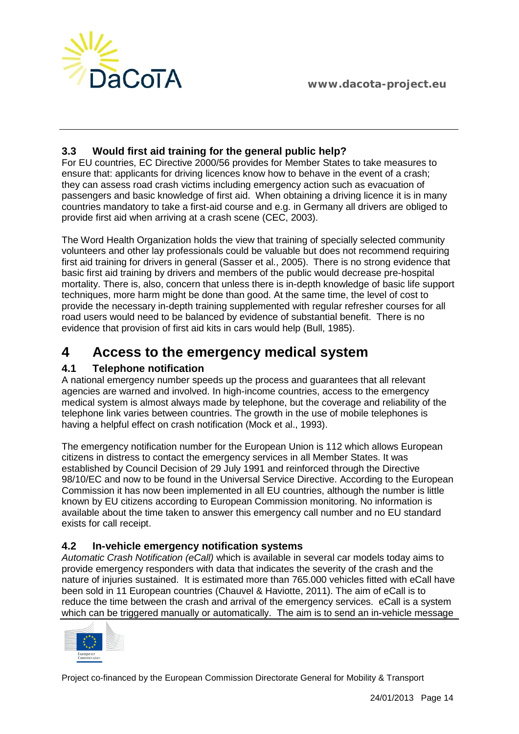### 3.3 Would first aid training for the general public help?

For EU countries, EC Directive 2000/56 provides for Member States to take measures to ensure that: applicants for driving licences know how to behave in the event of a crash; they can assess road crash victims including emergency action such as evacuation of passengers and basic knowledge of first aid. When obtaining a driving licence it is in many countries mandatory to take a first-aid course and e.g. in Germany all drivers are obliged to provide first aid when arriving at a crash scene (CEC, 2003).

The Word Health Organization holds the view that training of specially selected community volunteers and other lay professionals could be valuable but does not recommend requiring first aid training for drivers in general (Sasser et al., 2005). There is no strong evidence that basic first aid training by drivers and members of the public would decrease pre-hospital mortality. There is, also, concern that unless there is in-depth knowledge of basic life support techniques, more harm might be done than good. At the same time, the level of cost to provide the necessary in-depth training supplemented with regular refresher courses for all road users would need to be balanced by evidence of substantial benefit. There is no evidence that provision of first aid kits in cars would help (Bull, 1985).

## 4 Access to the emergency medical system

### 4.1 Telephone notification

A national emergency number speeds up the process and guarantees that all relevant agencies are warned and involved. In high-income countries, access to the emergency medical system is almost always made by telephone, but the coverage and reliability of the telephone link varies between countries. The growth in the use of mobile telephones is having a helpful effect on crash notification (Mock et al., 1993).

The emergency notification number for the European Union is 112 which allows European citizens in distress to contact the emergency services in all Member States. It was established by Council Decision of 29 July 1991 and reinforced through the Directive 98/10/EC and now to be found in the Universal Service Directive. According to the European Commission it has now been implemented in all EU countries, although the number is little known by EU citizens according to European Commission monitoring. No information is available about the time taken to answer this emergency call number and no EU standard exists for call receipt.

### 4.2 In-vehicle emergency notification systems

*Automatic Crash Notification (eCall)* which is available in several car models today aims to provide emergency responders with data that indicates the severity of the crash and the nature of injuries sustained. It is estimated more than 765.000 vehicles fitted with eCall have been sold in 11 European countries (Chauvel & Haviotte, 2011). The aim of eCall is to reduce the time between the crash and arrival of the emergency services. eCall is a system which can be triggered manually or automatically. The aim is to send an in-vehicle message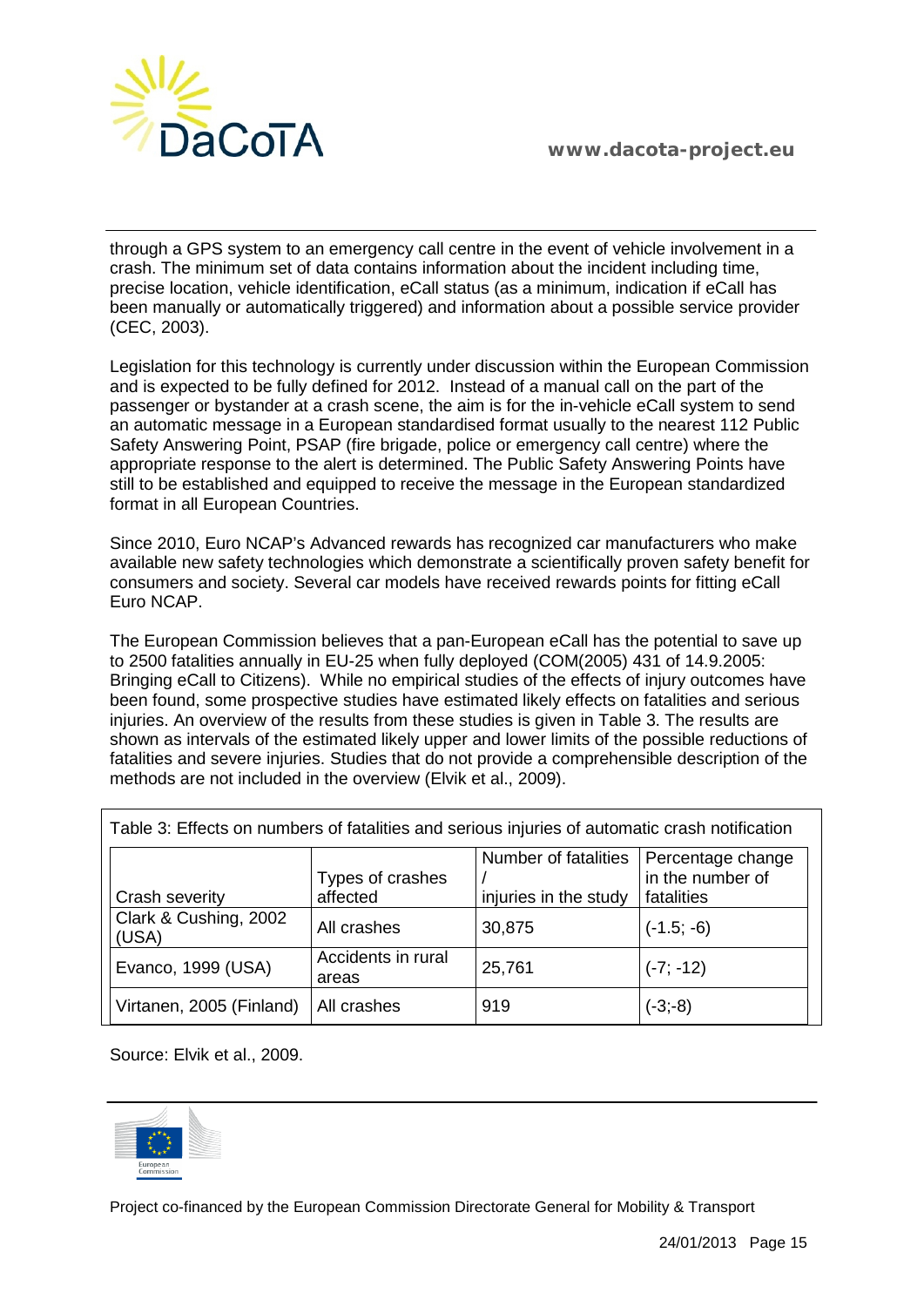through a GPS system to an emergency call centre in the event of vehicle involvement in a crash. The minimum set of data contains information about the incident including time, precise location, vehicle identification, eCall status (as a minimum, indication if eCall has been manually or automatically triggered) and information about a possible service provider (CEC, 2003).

Legislation for this technology is currently under discussion within the European Commission and is expected to be fully defined for 2012. Instead of a manual call on the part of the passenger or bystander at a crash scene, the aim is for the in-vehicle eCall system to send an automatic message in a European standardised format usually to the nearest 112 Public Safety Answering Point, PSAP (fire brigade, police or emergency call centre) where the appropriate response to the alert is determined. The Public Safety Answering Points have still to be established and equipped to receive the message in the European standardized format in all European Countries.

Since 2010, Euro NCAP's Advanced rewards has recognized car manufacturers who make available new safety technologies which demonstrate a scientifically proven safety benefit for consumers and society. Several car models have received rewards points for fitting eCall Euro NCAP.

The European Commission believes that a pan-European eCall has the potential to save up to 2500 fatalities annually in EU-25 when fully deployed (COM(2005) 431 of 14.9.2005: Bringing eCall to Citizens). While no empirical studies of the effects of injury outcomes have been found, some prospective studies have estimated likely effects on fatalities and serious injuries. An overview of the results from these studies is given in Table 3. The results are shown as intervals of the estimated likely upper and lower limits of the possible reductions of fatalities and severe injuries. Studies that do not provide a comprehensible description of the methods are not included in the overview (Elvik et al., 2009).

Table 3: Effects on numbers of fatalities and serious injuries of automatic crash notification

| Crash severity | Types of crashes affected | Number of fatalities / injuries in the study | Percentage change in the number of fatalities |
|---|---|---|---|
| Clark & Cushing, 2002 (USA) | All crashes | 30,875 | (-1.5; -6) |
| Evanco, 1999 (USA) | Accidents in rural areas | 25,761 | (-7; -12) |
| Virtanen, 2005 (Finland) | All crashes | 919 | (-3;-8) |

Source: Elvik et al., 2009.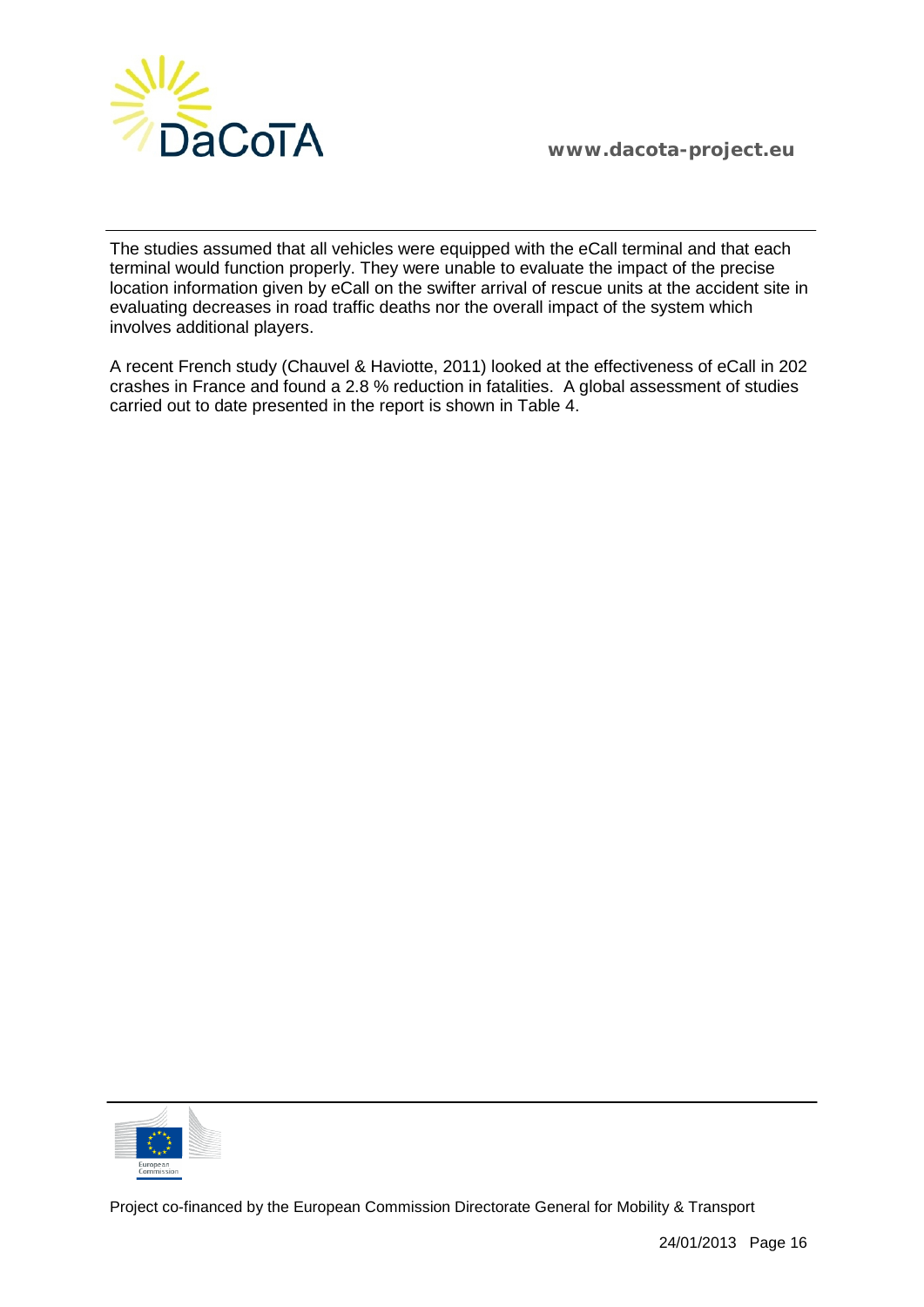The studies assumed that all vehicles were equipped with the eCall terminal and that each terminal would function properly. They were unable to evaluate the impact of the precise location information given by eCall on the swifter arrival of rescue units at the accident site in evaluating decreases in road traffic deaths nor the overall impact of the system which involves additional players.

A recent French study (Chauvel & Haviotte, 2011) looked at the effectiveness of eCall in 202 crashes in France and found a 2.8 % reduction in fatalities. A global assessment of studies carried out to date presented in the report is shown in Table 4.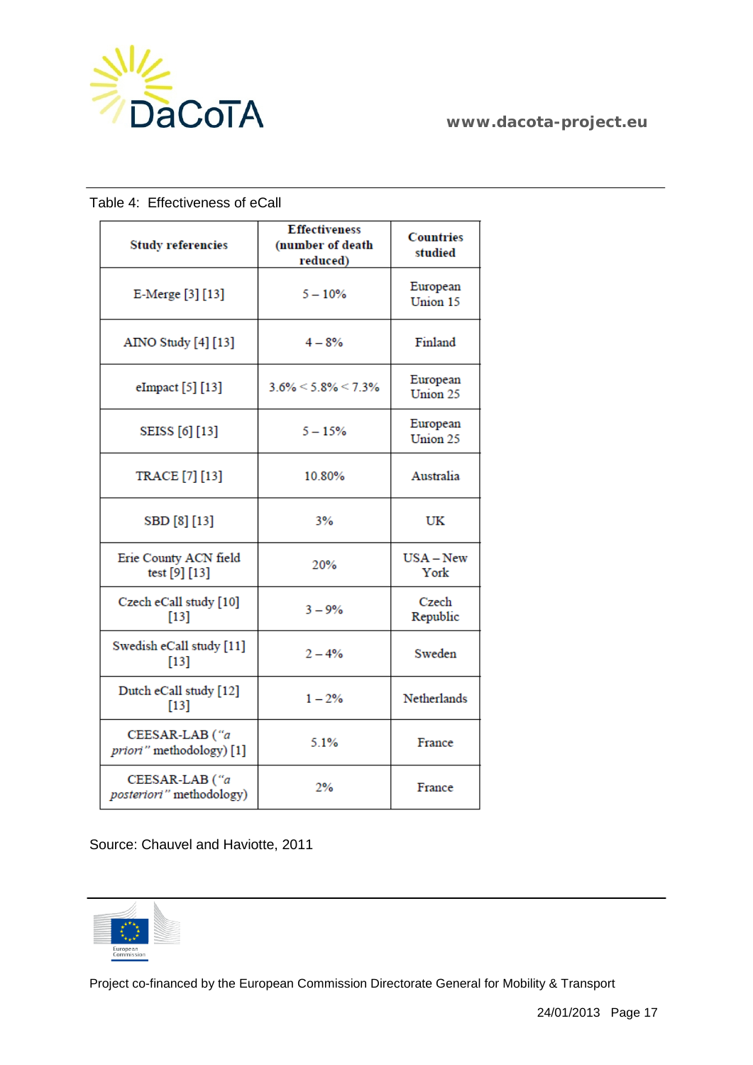Table 4: Effectiveness of eCall

| Study referencies | Effectiveness (number of death reduced) | Countries studied |
|---|---|---|
| E-Merge [3] [13] | 5 – 10% | European Union 15 |
| AINO Study [4] [13] | 4 – 8% | Finland |
| eImpact [5] [13] | 3.6% < 5.8% < 7.3% | European Union 25 |
| SEISS [6] [13] | 5 – 15% | European Union 25 |
| TRACE [7] [13] | 10.80% | Australia |
| SBD [8] [13] | 3% | UK |
| Erie County ACN field test [9] [13] | 20% | USA – New York |
| Czech eCall study [10] [13] | 3 – 9% | Czech Republic |
| Swedish eCall study [11] [13] | 2 – 4% | Sweden |
| Dutch eCall study [12] [13] | 1 – 2% | Netherlands |
| CEESAR-LAB (*"a priori"* methodology) [1] | 5.1% | France |
| CEESAR-LAB (*"a posteriori"* methodology) | 2% | France |

Source: Chauvel and Haviotte, 2011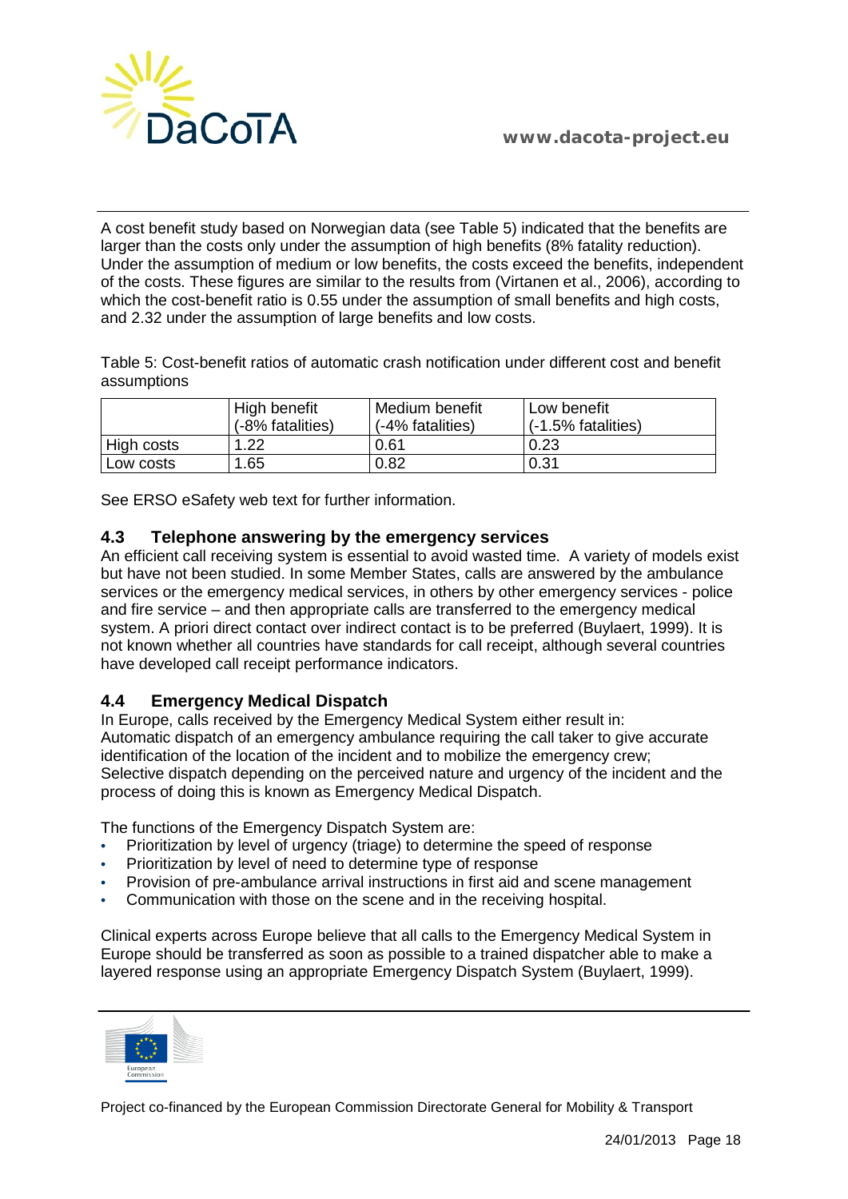A cost benefit study based on Norwegian data (see Table 5) indicated that the benefits are larger than the costs only under the assumption of high benefits (8% fatality reduction). Under the assumption of medium or low benefits, the costs exceed the benefits, independent of the costs. These figures are similar to the results from (Virtanen et al., 2006), according to which the cost-benefit ratio is 0.55 under the assumption of small benefits and high costs, and 2.32 under the assumption of large benefits and low costs.

Table 5: Cost-benefit ratios of automatic crash notification under different cost and benefit assumptions

| | High benefit (-8% fatalities) | Medium benefit (-4% fatalities) | Low benefit (-1.5% fatalities) |
|---|---|---|---|
| High costs | 1.22 | 0.61 | 0.23 |
| Low costs | 1.65 | 0.82 | 0.31 |

See ERSO eSafety web text for further information.

### 4.3 Telephone answering by the emergency services

An efficient call receiving system is essential to avoid wasted time. A variety of models exist but have not been studied. In some Member States, calls are answered by the ambulance services or the emergency medical services, in others by other emergency services - police and fire service – and then appropriate calls are transferred to the emergency medical system. A priori direct contact over indirect contact is to be preferred (Buylaert, 1999). It is not known whether all countries have standards for call receipt, although several countries have developed call receipt performance indicators.

### 4.4 Emergency Medical Dispatch

In Europe, calls received by the Emergency Medical System either result in:
Automatic dispatch of an emergency ambulance requiring the call taker to give accurate identification of the location of the incident and to mobilize the emergency crew;
Selective dispatch depending on the perceived nature and urgency of the incident and the process of doing this is known as Emergency Medical Dispatch.

The functions of the Emergency Dispatch System are:

- Prioritization by level of urgency (triage) to determine the speed of response
- Prioritization by level of need to determine type of response
- Provision of pre-ambulance arrival instructions in first aid and scene management
- Communication with those on the scene and in the receiving hospital.

Clinical experts across Europe believe that all calls to the Emergency Medical System in Europe should be transferred as soon as possible to a trained dispatcher able to make a layered response using an appropriate Emergency Dispatch System (Buylaert, 1999).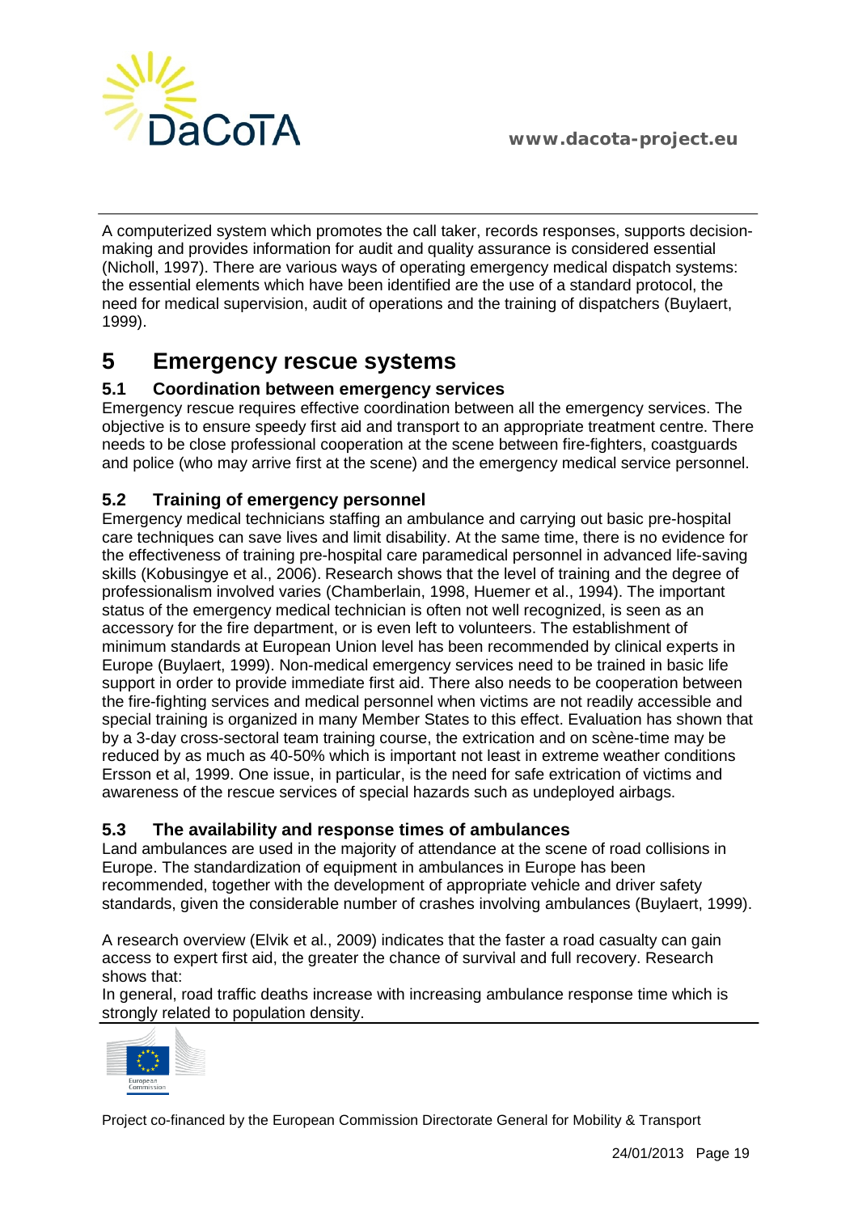A computerized system which promotes the call taker, records responses, supports decision-making and provides information for audit and quality assurance is considered essential (Nicholl, 1997). There are various ways of operating emergency medical dispatch systems: the essential elements which have been identified are the use of a standard protocol, the need for medical supervision, audit of operations and the training of dispatchers (Buylaert, 1999).

# 5 Emergency rescue systems

## 5.1 Coordination between emergency services

Emergency rescue requires effective coordination between all the emergency services. The objective is to ensure speedy first aid and transport to an appropriate treatment centre. There needs to be close professional cooperation at the scene between fire-fighters, coastguards and police (who may arrive first at the scene) and the emergency medical service personnel.

## 5.2 Training of emergency personnel

Emergency medical technicians staffing an ambulance and carrying out basic pre-hospital care techniques can save lives and limit disability. At the same time, there is no evidence for the effectiveness of training pre-hospital care paramedical personnel in advanced life-saving skills (Kobusingye et al., 2006). Research shows that the level of training and the degree of professionalism involved varies (Chamberlain, 1998, Huemer et al., 1994). The important status of the emergency medical technician is often not well recognized, is seen as an accessory for the fire department, or is even left to volunteers. The establishment of minimum standards at European Union level has been recommended by clinical experts in Europe (Buylaert, 1999). Non-medical emergency services need to be trained in basic life support in order to provide immediate first aid. There also needs to be cooperation between the fire-fighting services and medical personnel when victims are not readily accessible and special training is organized in many Member States to this effect. Evaluation has shown that by a 3-day cross-sectoral team training course, the extrication and on scène-time may be reduced by as much as 40-50% which is important not least in extreme weather conditions Ersson et al, 1999. One issue, in particular, is the need for safe extrication of victims and awareness of the rescue services of special hazards such as undeployed airbags.

## 5.3 The availability and response times of ambulances

Land ambulances are used in the majority of attendance at the scene of road collisions in Europe. The standardization of equipment in ambulances in Europe has been recommended, together with the development of appropriate vehicle and driver safety standards, given the considerable number of crashes involving ambulances (Buylaert, 1999).

A research overview (Elvik et al., 2009) indicates that the faster a road casualty can gain access to expert first aid, the greater the chance of survival and full recovery. Research shows that:

In general, road traffic deaths increase with increasing ambulance response time which is strongly related to population density.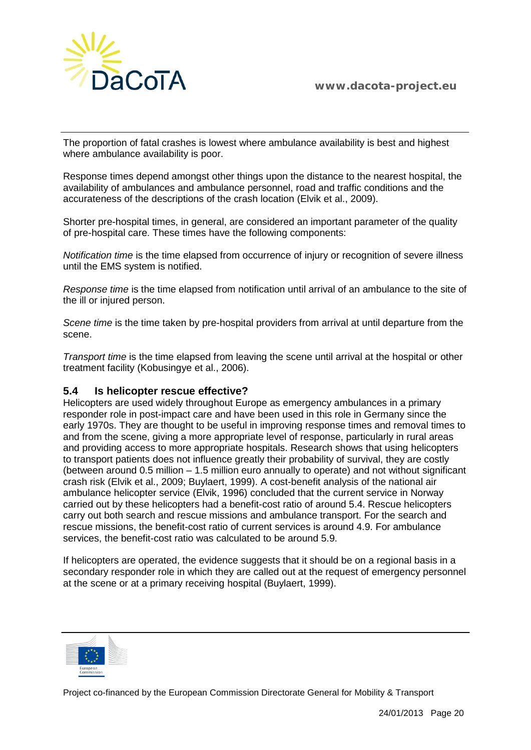The proportion of fatal crashes is lowest where ambulance availability is best and highest where ambulance availability is poor.

Response times depend amongst other things upon the distance to the nearest hospital, the availability of ambulances and ambulance personnel, road and traffic conditions and the accurateness of the descriptions of the crash location (Elvik et al., 2009).

Shorter pre-hospital times, in general, are considered an important parameter of the quality of pre-hospital care. These times have the following components:

*Notification time* is the time elapsed from occurrence of injury or recognition of severe illness until the EMS system is notified.

*Response time* is the time elapsed from notification until arrival of an ambulance to the site of the ill or injured person.

*Scene time* is the time taken by pre-hospital providers from arrival at until departure from the scene.

*Transport time* is the time elapsed from leaving the scene until arrival at the hospital or other treatment facility (Kobusingye et al., 2006).

## 5.4 Is helicopter rescue effective?

Helicopters are used widely throughout Europe as emergency ambulances in a primary responder role in post-impact care and have been used in this role in Germany since the early 1970s. They are thought to be useful in improving response times and removal times to and from the scene, giving a more appropriate level of response, particularly in rural areas and providing access to more appropriate hospitals. Research shows that using helicopters to transport patients does not influence greatly their probability of survival, they are costly (between around 0.5 million – 1.5 million euro annually to operate) and not without significant crash risk (Elvik et al., 2009; Buylaert, 1999). A cost-benefit analysis of the national air ambulance helicopter service (Elvik, 1996) concluded that the current service in Norway carried out by these helicopters had a benefit-cost ratio of around 5.4. Rescue helicopters carry out both search and rescue missions and ambulance transport. For the search and rescue missions, the benefit-cost ratio of current services is around 4.9. For ambulance services, the benefit-cost ratio was calculated to be around 5.9.

If helicopters are operated, the evidence suggests that it should be on a regional basis in a secondary responder role in which they are called out at the request of emergency personnel at the scene or at a primary receiving hospital (Buylaert, 1999).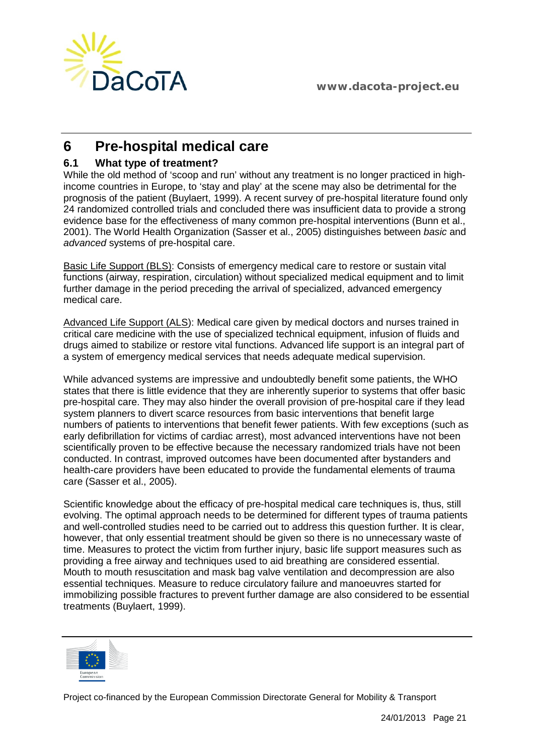# 6 Pre-hospital medical care

## 6.1 What type of treatment?

While the old method of 'scoop and run' without any treatment is no longer practiced in high-income countries in Europe, to 'stay and play' at the scene may also be detrimental for the prognosis of the patient (Buylaert, 1999). A recent survey of pre-hospital literature found only 24 randomized controlled trials and concluded there was insufficient data to provide a strong evidence base for the effectiveness of many common pre-hospital interventions (Bunn et al., 2001). The World Health Organization (Sasser et al., 2005) distinguishes between *basic* and *advanced* systems of pre-hospital care.

Basic Life Support (BLS): Consists of emergency medical care to restore or sustain vital functions (airway, respiration, circulation) without specialized medical equipment and to limit further damage in the period preceding the arrival of specialized, advanced emergency medical care.

Advanced Life Support (ALS): Medical care given by medical doctors and nurses trained in critical care medicine with the use of specialized technical equipment, infusion of fluids and drugs aimed to stabilize or restore vital functions. Advanced life support is an integral part of a system of emergency medical services that needs adequate medical supervision.

While advanced systems are impressive and undoubtedly benefit some patients, the WHO states that there is little evidence that they are inherently superior to systems that offer basic pre-hospital care. They may also hinder the overall provision of pre-hospital care if they lead system planners to divert scarce resources from basic interventions that benefit large numbers of patients to interventions that benefit fewer patients. With few exceptions (such as early defibrillation for victims of cardiac arrest), most advanced interventions have not been scientifically proven to be effective because the necessary randomized trials have not been conducted. In contrast, improved outcomes have been documented after bystanders and health-care providers have been educated to provide the fundamental elements of trauma care (Sasser et al., 2005).

Scientific knowledge about the efficacy of pre-hospital medical care techniques is, thus, still evolving. The optimal approach needs to be determined for different types of trauma patients and well-controlled studies need to be carried out to address this question further. It is clear, however, that only essential treatment should be given so there is no unnecessary waste of time. Measures to protect the victim from further injury, basic life support measures such as providing a free airway and techniques used to aid breathing are considered essential. Mouth to mouth resuscitation and mask bag valve ventilation and decompression are also essential techniques. Measure to reduce circulatory failure and manoeuvres started for immobilizing possible fractures to prevent further damage are also considered to be essential treatments (Buylaert, 1999).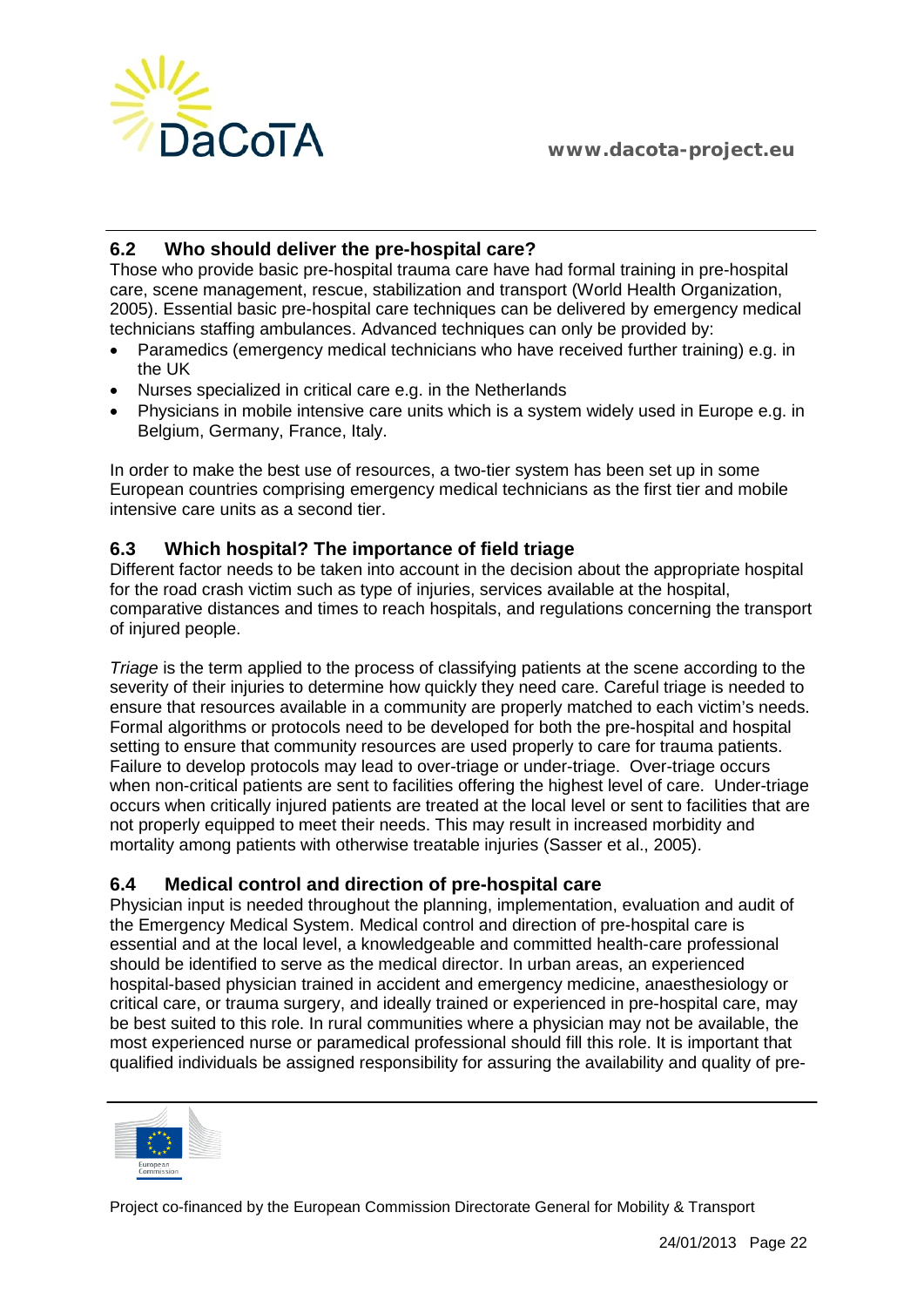## 6.2 Who should deliver the pre-hospital care?

Those who provide basic pre-hospital trauma care have had formal training in pre-hospital care, scene management, rescue, stabilization and transport (World Health Organization, 2005). Essential basic pre-hospital care techniques can be delivered by emergency medical technicians staffing ambulances. Advanced techniques can only be provided by:

- Paramedics (emergency medical technicians who have received further training) e.g. in the UK
- Nurses specialized in critical care e.g. in the Netherlands
- Physicians in mobile intensive care units which is a system widely used in Europe e.g. in Belgium, Germany, France, Italy.

In order to make the best use of resources, a two-tier system has been set up in some European countries comprising emergency medical technicians as the first tier and mobile intensive care units as a second tier.

## 6.3 Which hospital? The importance of field triage

Different factor needs to be taken into account in the decision about the appropriate hospital for the road crash victim such as type of injuries, services available at the hospital, comparative distances and times to reach hospitals, and regulations concerning the transport of injured people.

*Triage* is the term applied to the process of classifying patients at the scene according to the severity of their injuries to determine how quickly they need care. Careful triage is needed to ensure that resources available in a community are properly matched to each victim's needs. Formal algorithms or protocols need to be developed for both the pre-hospital and hospital setting to ensure that community resources are used properly to care for trauma patients. Failure to develop protocols may lead to over-triage or under-triage. Over-triage occurs when non-critical patients are sent to facilities offering the highest level of care. Under-triage occurs when critically injured patients are treated at the local level or sent to facilities that are not properly equipped to meet their needs. This may result in increased morbidity and mortality among patients with otherwise treatable injuries (Sasser et al., 2005).

## 6.4 Medical control and direction of pre-hospital care

Physician input is needed throughout the planning, implementation, evaluation and audit of the Emergency Medical System. Medical control and direction of pre-hospital care is essential and at the local level, a knowledgeable and committed health-care professional should be identified to serve as the medical director. In urban areas, an experienced hospital-based physician trained in accident and emergency medicine, anaesthesiology or critical care, or trauma surgery, and ideally trained or experienced in pre-hospital care, may be best suited to this role. In rural communities where a physician may not be available, the most experienced nurse or paramedical professional should fill this role. It is important that qualified individuals be assigned responsibility for assuring the availability and quality of pre-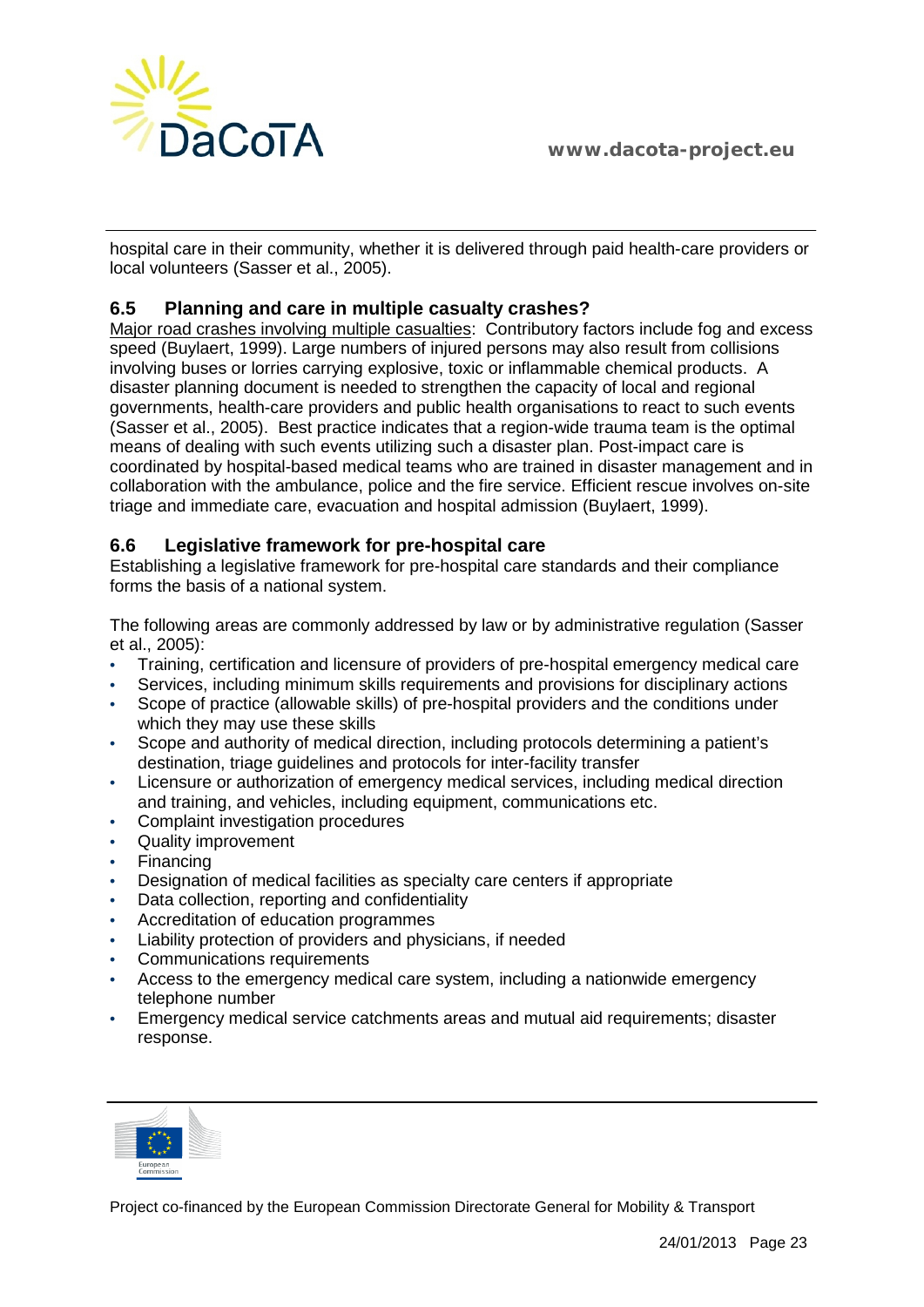hospital care in their community, whether it is delivered through paid health-care providers or local volunteers (Sasser et al., 2005).

### 6.5 Planning and care in multiple casualty crashes?

Major road crashes involving multiple casualties: Contributory factors include fog and excess speed (Buylaert, 1999). Large numbers of injured persons may also result from collisions involving buses or lorries carrying explosive, toxic or inflammable chemical products. A disaster planning document is needed to strengthen the capacity of local and regional governments, health-care providers and public health organisations to react to such events (Sasser et al., 2005). Best practice indicates that a region-wide trauma team is the optimal means of dealing with such events utilizing such a disaster plan. Post-impact care is coordinated by hospital-based medical teams who are trained in disaster management and in collaboration with the ambulance, police and the fire service. Efficient rescue involves on-site triage and immediate care, evacuation and hospital admission (Buylaert, 1999).

### 6.6 Legislative framework for pre-hospital care

Establishing a legislative framework for pre-hospital care standards and their compliance forms the basis of a national system.

The following areas are commonly addressed by law or by administrative regulation (Sasser et al., 2005):

- Training, certification and licensure of providers of pre-hospital emergency medical care
- Services, including minimum skills requirements and provisions for disciplinary actions
- Scope of practice (allowable skills) of pre-hospital providers and the conditions under which they may use these skills
- Scope and authority of medical direction, including protocols determining a patient's destination, triage guidelines and protocols for inter-facility transfer
- Licensure or authorization of emergency medical services, including medical direction and training, and vehicles, including equipment, communications etc.
- Complaint investigation procedures
- Quality improvement
- Financing
- Designation of medical facilities as specialty care centers if appropriate
- Data collection, reporting and confidentiality
- Accreditation of education programmes
- Liability protection of providers and physicians, if needed
- Communications requirements
- Access to the emergency medical care system, including a nationwide emergency telephone number
- Emergency medical service catchments areas and mutual aid requirements; disaster response.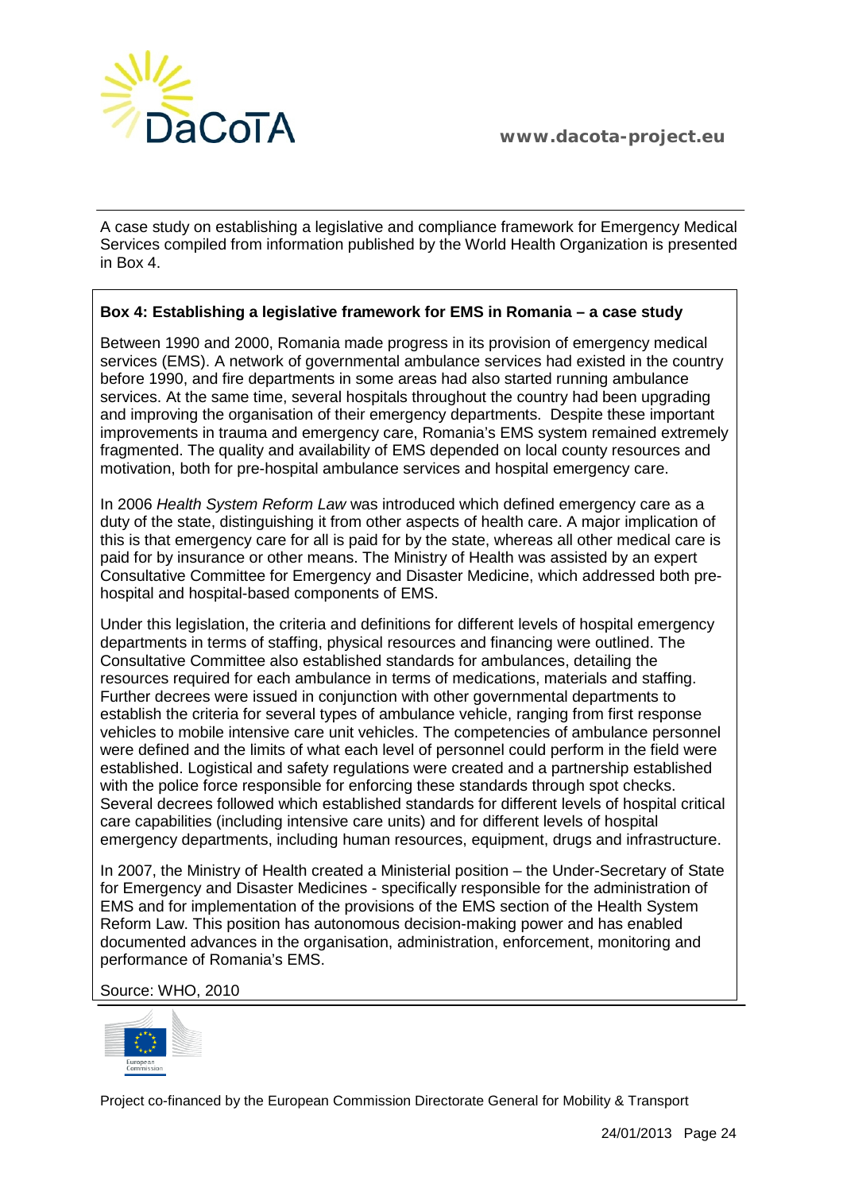A case study on establishing a legislative and compliance framework for Emergency Medical Services compiled from information published by the World Health Organization is presented in Box 4.

**Box 4: Establishing a legislative framework for EMS in Romania – a case study**

Between 1990 and 2000, Romania made progress in its provision of emergency medical services (EMS). A network of governmental ambulance services had existed in the country before 1990, and fire departments in some areas had also started running ambulance services. At the same time, several hospitals throughout the country had been upgrading and improving the organisation of their emergency departments. Despite these important improvements in trauma and emergency care, Romania's EMS system remained extremely fragmented. The quality and availability of EMS depended on local county resources and motivation, both for pre-hospital ambulance services and hospital emergency care.

In 2006 *Health System Reform Law* was introduced which defined emergency care as a duty of the state, distinguishing it from other aspects of health care. A major implication of this is that emergency care for all is paid for by the state, whereas all other medical care is paid for by insurance or other means. The Ministry of Health was assisted by an expert Consultative Committee for Emergency and Disaster Medicine, which addressed both pre-hospital and hospital-based components of EMS.

Under this legislation, the criteria and definitions for different levels of hospital emergency departments in terms of staffing, physical resources and financing were outlined. The Consultative Committee also established standards for ambulances, detailing the resources required for each ambulance in terms of medications, materials and staffing. Further decrees were issued in conjunction with other governmental departments to establish the criteria for several types of ambulance vehicle, ranging from first response vehicles to mobile intensive care unit vehicles. The competencies of ambulance personnel were defined and the limits of what each level of personnel could perform in the field were established. Logistical and safety regulations were created and a partnership established with the police force responsible for enforcing these standards through spot checks. Several decrees followed which established standards for different levels of hospital critical care capabilities (including intensive care units) and for different levels of hospital emergency departments, including human resources, equipment, drugs and infrastructure.

In 2007, the Ministry of Health created a Ministerial position – the Under-Secretary of State for Emergency and Disaster Medicines - specifically responsible for the administration of EMS and for implementation of the provisions of the EMS section of the Health System Reform Law. This position has autonomous decision-making power and has enabled documented advances in the organisation, administration, enforcement, monitoring and performance of Romania's EMS.

Source: WHO, 2010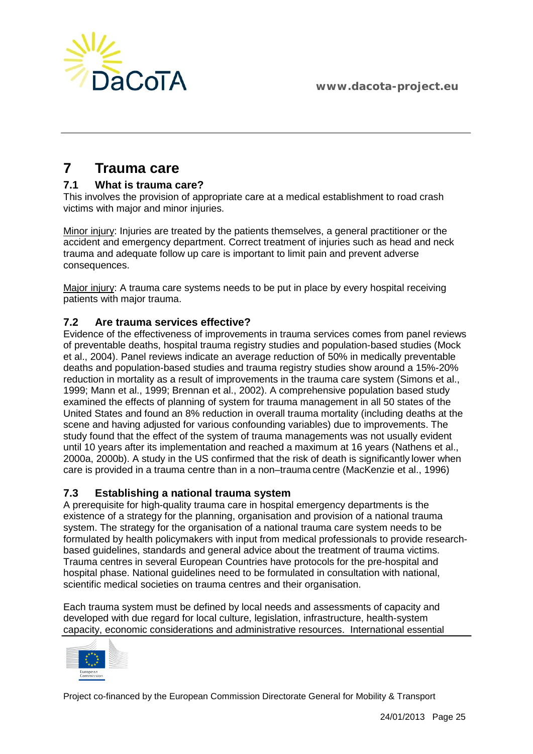# 7 Trauma care

## 7.1 What is trauma care?

This involves the provision of appropriate care at a medical establishment to road crash victims with major and minor injuries.

Minor injury: Injuries are treated by the patients themselves, a general practitioner or the accident and emergency department. Correct treatment of injuries such as head and neck trauma and adequate follow up care is important to limit pain and prevent adverse consequences.

Major injury: A trauma care systems needs to be put in place by every hospital receiving patients with major trauma.

## 7.2 Are trauma services effective?

Evidence of the effectiveness of improvements in trauma services comes from panel reviews of preventable deaths, hospital trauma registry studies and population-based studies (Mock et al., 2004). Panel reviews indicate an average reduction of 50% in medically preventable deaths and population-based studies and trauma registry studies show around a 15%-20% reduction in mortality as a result of improvements in the trauma care system (Simons et al., 1999; Mann et al., 1999; Brennan et al., 2002). A comprehensive population based study examined the effects of planning of system for trauma management in all 50 states of the United States and found an 8% reduction in overall trauma mortality (including deaths at the scene and having adjusted for various confounding variables) due to improvements. The study found that the effect of the system of trauma managements was not usually evident until 10 years after its implementation and reached a maximum at 16 years (Nathens et al., 2000a, 2000b). A study in the US confirmed that the risk of death is significantly lower when care is provided in a trauma centre than in a non–trauma centre (MacKenzie et al., 1996)

## 7.3 Establishing a national trauma system

A prerequisite for high-quality trauma care in hospital emergency departments is the existence of a strategy for the planning, organisation and provision of a national trauma system. The strategy for the organisation of a national trauma care system needs to be formulated by health policymakers with input from medical professionals to provide research-based guidelines, standards and general advice about the treatment of trauma victims. Trauma centres in several European Countries have protocols for the pre-hospital and hospital phase. National guidelines need to be formulated in consultation with national, scientific medical societies on trauma centres and their organisation.

Each trauma system must be defined by local needs and assessments of capacity and developed with due regard for local culture, legislation, infrastructure, health-system capacity, economic considerations and administrative resources. International essential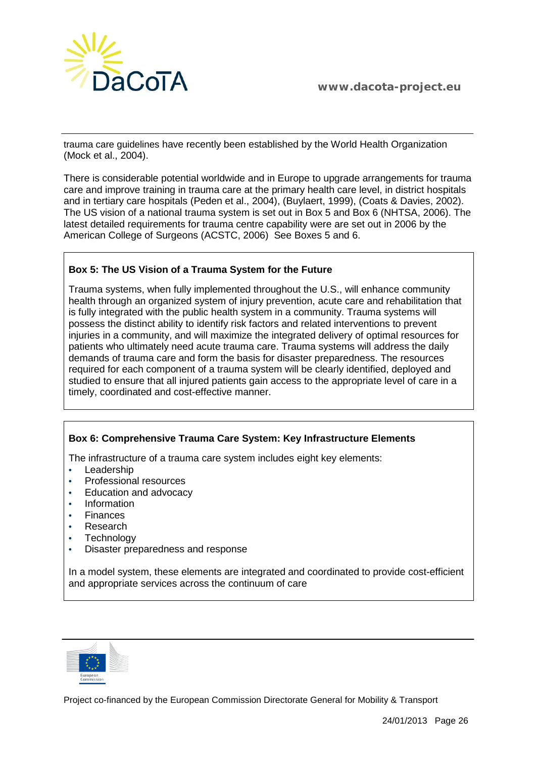trauma care guidelines have recently been established by the World Health Organization (Mock et al., 2004).

There is considerable potential worldwide and in Europe to upgrade arrangements for trauma care and improve training in trauma care at the primary health care level, in district hospitals and in tertiary care hospitals (Peden et al., 2004), (Buylaert, 1999), (Coats & Davies, 2002). The US vision of a national trauma system is set out in Box 5 and Box 6 (NHTSA, 2006). The latest detailed requirements for trauma centre capability were are set out in 2006 by the American College of Surgeons (ACSTC, 2006) See Boxes 5 and 6.

**Box 5: The US Vision of a Trauma System for the Future**

Trauma systems, when fully implemented throughout the U.S., will enhance community health through an organized system of injury prevention, acute care and rehabilitation that is fully integrated with the public health system in a community. Trauma systems will possess the distinct ability to identify risk factors and related interventions to prevent injuries in a community, and will maximize the integrated delivery of optimal resources for patients who ultimately need acute trauma care. Trauma systems will address the daily demands of trauma care and form the basis for disaster preparedness. The resources required for each component of a trauma system will be clearly identified, deployed and studied to ensure that all injured patients gain access to the appropriate level of care in a timely, coordinated and cost-effective manner.

**Box 6: Comprehensive Trauma Care System: Key Infrastructure Elements**

The infrastructure of a trauma care system includes eight key elements:

- Leadership
- Professional resources
- Education and advocacy
- Information
- Finances
- Research
- Technology
- Disaster preparedness and response

In a model system, these elements are integrated and coordinated to provide cost-efficient and appropriate services across the continuum of care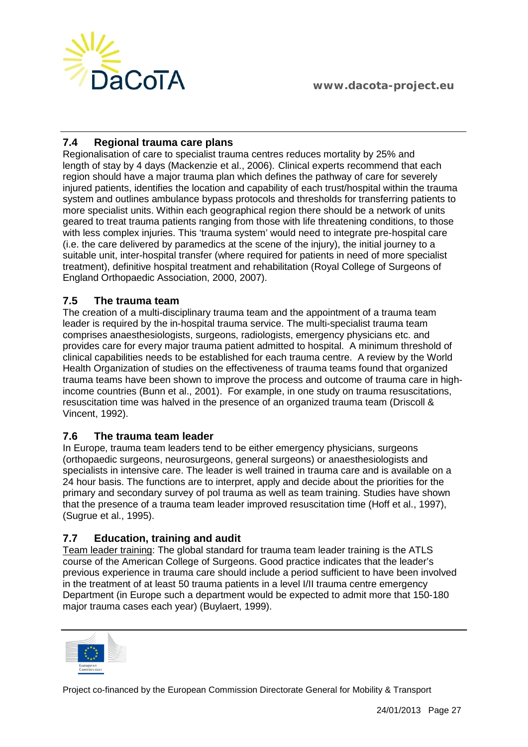## 7.4 Regional trauma care plans

Regionalisation of care to specialist trauma centres reduces mortality by 25% and length of stay by 4 days (Mackenzie et al., 2006). Clinical experts recommend that each region should have a major trauma plan which defines the pathway of care for severely injured patients, identifies the location and capability of each trust/hospital within the trauma system and outlines ambulance bypass protocols and thresholds for transferring patients to more specialist units. Within each geographical region there should be a network of units geared to treat trauma patients ranging from those with life threatening conditions, to those with less complex injuries. This 'trauma system' would need to integrate pre-hospital care (i.e. the care delivered by paramedics at the scene of the injury), the initial journey to a suitable unit, inter-hospital transfer (where required for patients in need of more specialist treatment), definitive hospital treatment and rehabilitation (Royal College of Surgeons of England Orthopaedic Association, 2000, 2007).

## 7.5 The trauma team

The creation of a multi-disciplinary trauma team and the appointment of a trauma team leader is required by the in-hospital trauma service. The multi-specialist trauma team comprises anaesthesiologists, surgeons, radiologists, emergency physicians etc. and provides care for every major trauma patient admitted to hospital. A minimum threshold of clinical capabilities needs to be established for each trauma centre. A review by the World Health Organization of studies on the effectiveness of trauma teams found that organized trauma teams have been shown to improve the process and outcome of trauma care in high-income countries (Bunn et al., 2001). For example, in one study on trauma resuscitations, resuscitation time was halved in the presence of an organized trauma team (Driscoll & Vincent, 1992).

## 7.6 The trauma team leader

In Europe, trauma team leaders tend to be either emergency physicians, surgeons (orthopaedic surgeons, neurosurgeons, general surgeons) or anaesthesiologists and specialists in intensive care. The leader is well trained in trauma care and is available on a 24 hour basis. The functions are to interpret, apply and decide about the priorities for the primary and secondary survey of pol trauma as well as team training. Studies have shown that the presence of a trauma team leader improved resuscitation time (Hoff et al., 1997), (Sugrue et al., 1995).

## 7.7 Education, training and audit

<u>Team leader training</u>: The global standard for trauma team leader training is the ATLS course of the American College of Surgeons. Good practice indicates that the leader's previous experience in trauma care should include a period sufficient to have been involved in the treatment of at least 50 trauma patients in a level I/II trauma centre emergency Department (in Europe such a department would be expected to admit more that 150-180 major trauma cases each year) (Buylaert, 1999).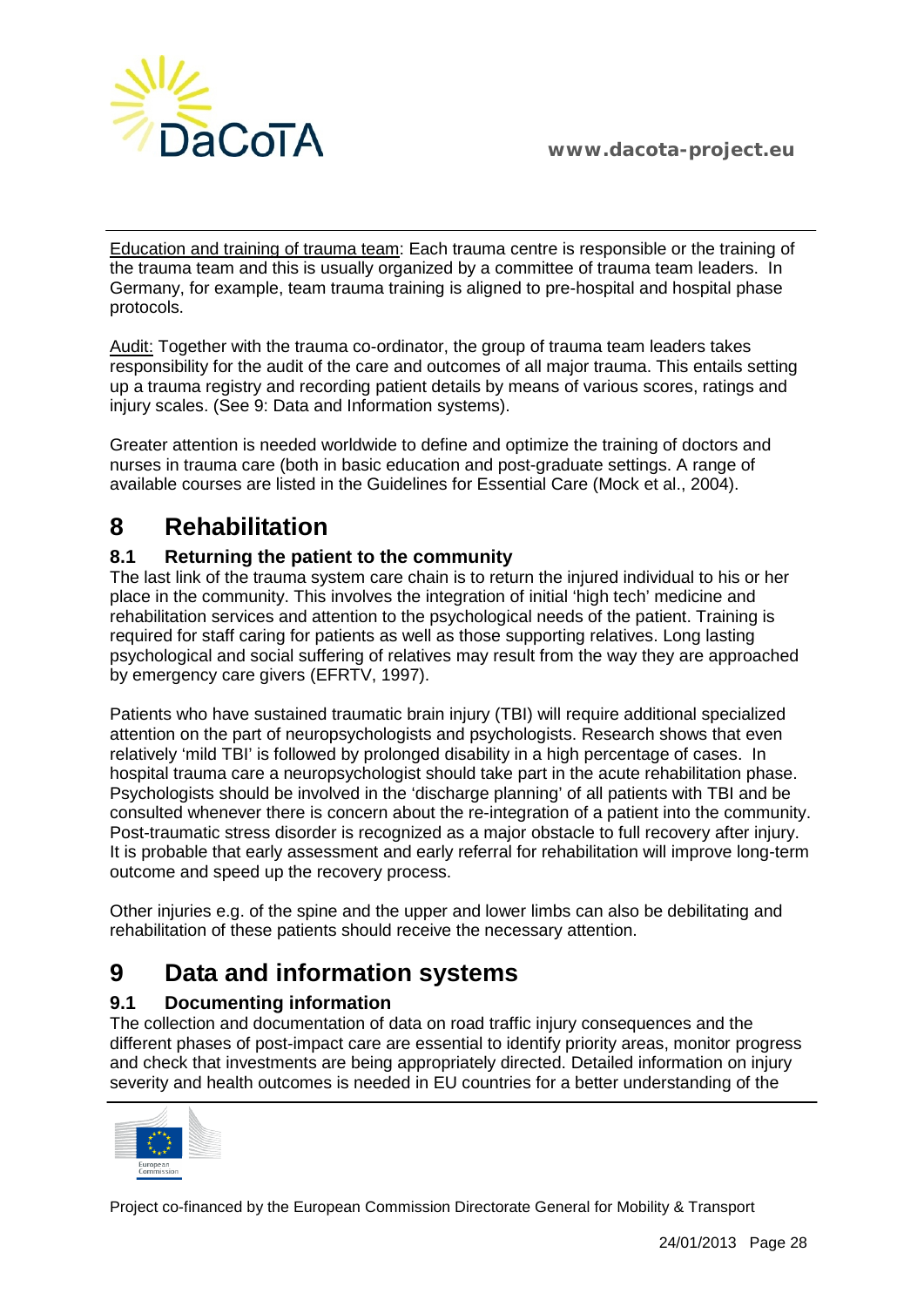Education and training of trauma team: Each trauma centre is responsible or the training of the trauma team and this is usually organized by a committee of trauma team leaders. In Germany, for example, team trauma training is aligned to pre-hospital and hospital phase protocols.

Audit: Together with the trauma co-ordinator, the group of trauma team leaders takes responsibility for the audit of the care and outcomes of all major trauma. This entails setting up a trauma registry and recording patient details by means of various scores, ratings and injury scales. (See 9: Data and Information systems).

Greater attention is needed worldwide to define and optimize the training of doctors and nurses in trauma care (both in basic education and post-graduate settings. A range of available courses are listed in the Guidelines for Essential Care (Mock et al., 2004).

# 8 Rehabilitation

## 8.1 Returning the patient to the community

The last link of the trauma system care chain is to return the injured individual to his or her place in the community. This involves the integration of initial 'high tech' medicine and rehabilitation services and attention to the psychological needs of the patient. Training is required for staff caring for patients as well as those supporting relatives. Long lasting psychological and social suffering of relatives may result from the way they are approached by emergency care givers (EFRTV, 1997).

Patients who have sustained traumatic brain injury (TBI) will require additional specialized attention on the part of neuropsychologists and psychologists. Research shows that even relatively 'mild TBI' is followed by prolonged disability in a high percentage of cases. In hospital trauma care a neuropsychologist should take part in the acute rehabilitation phase. Psychologists should be involved in the 'discharge planning' of all patients with TBI and be consulted whenever there is concern about the re-integration of a patient into the community. Post-traumatic stress disorder is recognized as a major obstacle to full recovery after injury. It is probable that early assessment and early referral for rehabilitation will improve long-term outcome and speed up the recovery process.

Other injuries e.g. of the spine and the upper and lower limbs can also be debilitating and rehabilitation of these patients should receive the necessary attention.

# 9 Data and information systems

## 9.1 Documenting information

The collection and documentation of data on road traffic injury consequences and the different phases of post-impact care are essential to identify priority areas, monitor progress and check that investments are being appropriately directed. Detailed information on injury severity and health outcomes is needed in EU countries for a better understanding of the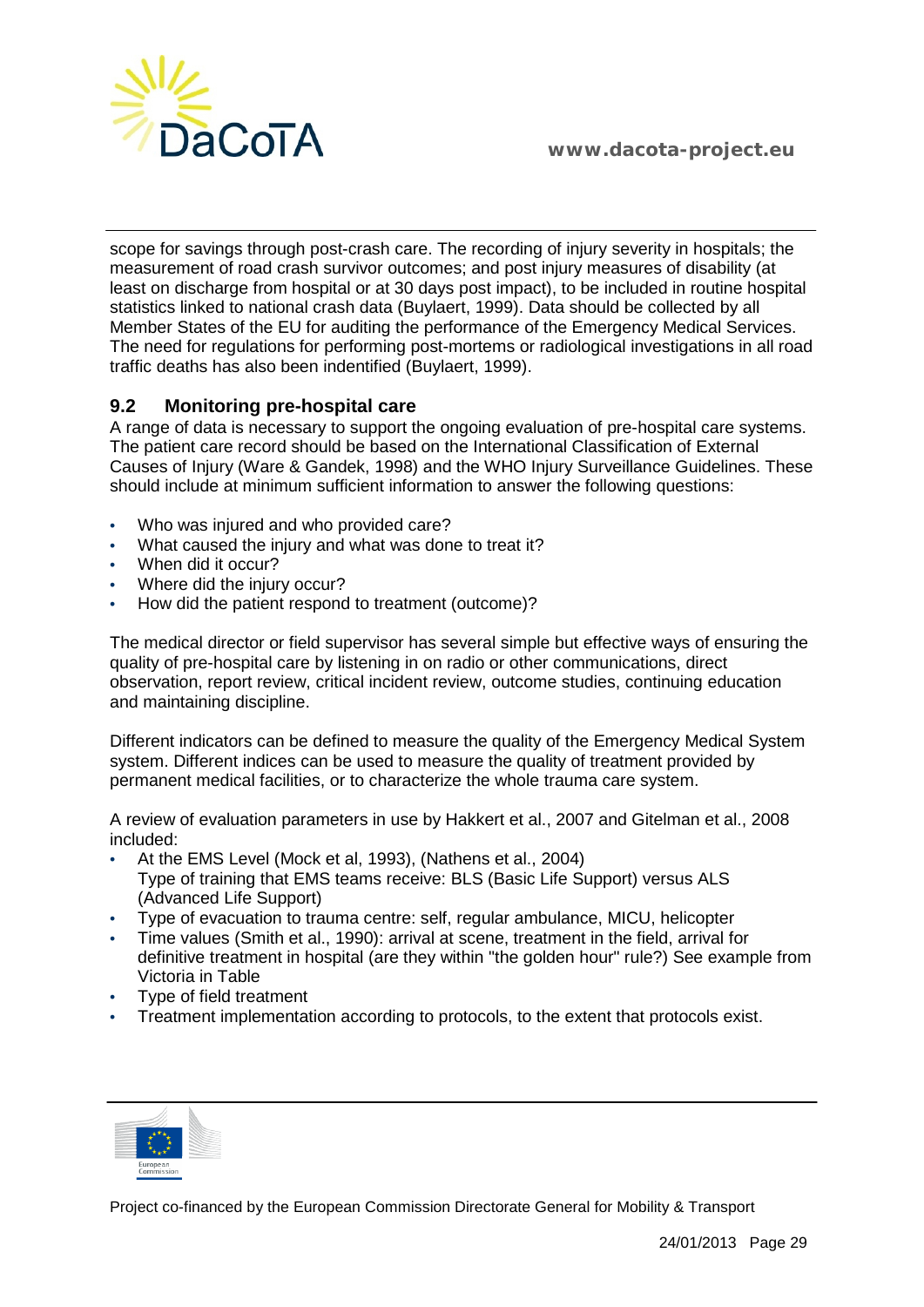scope for savings through post-crash care. The recording of injury severity in hospitals; the measurement of road crash survivor outcomes; and post injury measures of disability (at least on discharge from hospital or at 30 days post impact), to be included in routine hospital statistics linked to national crash data (Buylaert, 1999). Data should be collected by all Member States of the EU for auditing the performance of the Emergency Medical Services. The need for regulations for performing post-mortems or radiological investigations in all road traffic deaths has also been indentified (Buylaert, 1999).

## 9.2 Monitoring pre-hospital care

A range of data is necessary to support the ongoing evaluation of pre-hospital care systems. The patient care record should be based on the International Classification of External Causes of Injury (Ware & Gandek, 1998) and the WHO Injury Surveillance Guidelines. These should include at minimum sufficient information to answer the following questions:

- Who was injured and who provided care?
- What caused the injury and what was done to treat it?
- When did it occur?
- Where did the injury occur?
- How did the patient respond to treatment (outcome)?

The medical director or field supervisor has several simple but effective ways of ensuring the quality of pre-hospital care by listening in on radio or other communications, direct observation, report review, critical incident review, outcome studies, continuing education and maintaining discipline.

Different indicators can be defined to measure the quality of the Emergency Medical System system. Different indices can be used to measure the quality of treatment provided by permanent medical facilities, or to characterize the whole trauma care system.

A review of evaluation parameters in use by Hakkert et al., 2007 and Gitelman et al., 2008 included:

- At the EMS Level (Mock et al, 1993), (Nathens et al., 2004)
  Type of training that EMS teams receive: BLS (Basic Life Support) versus ALS (Advanced Life Support)
- Type of evacuation to trauma centre: self, regular ambulance, MICU, helicopter
- Time values (Smith et al., 1990): arrival at scene, treatment in the field, arrival for definitive treatment in hospital (are they within "the golden hour" rule?) See example from Victoria in Table
- Type of field treatment
- Treatment implementation according to protocols, to the extent that protocols exist.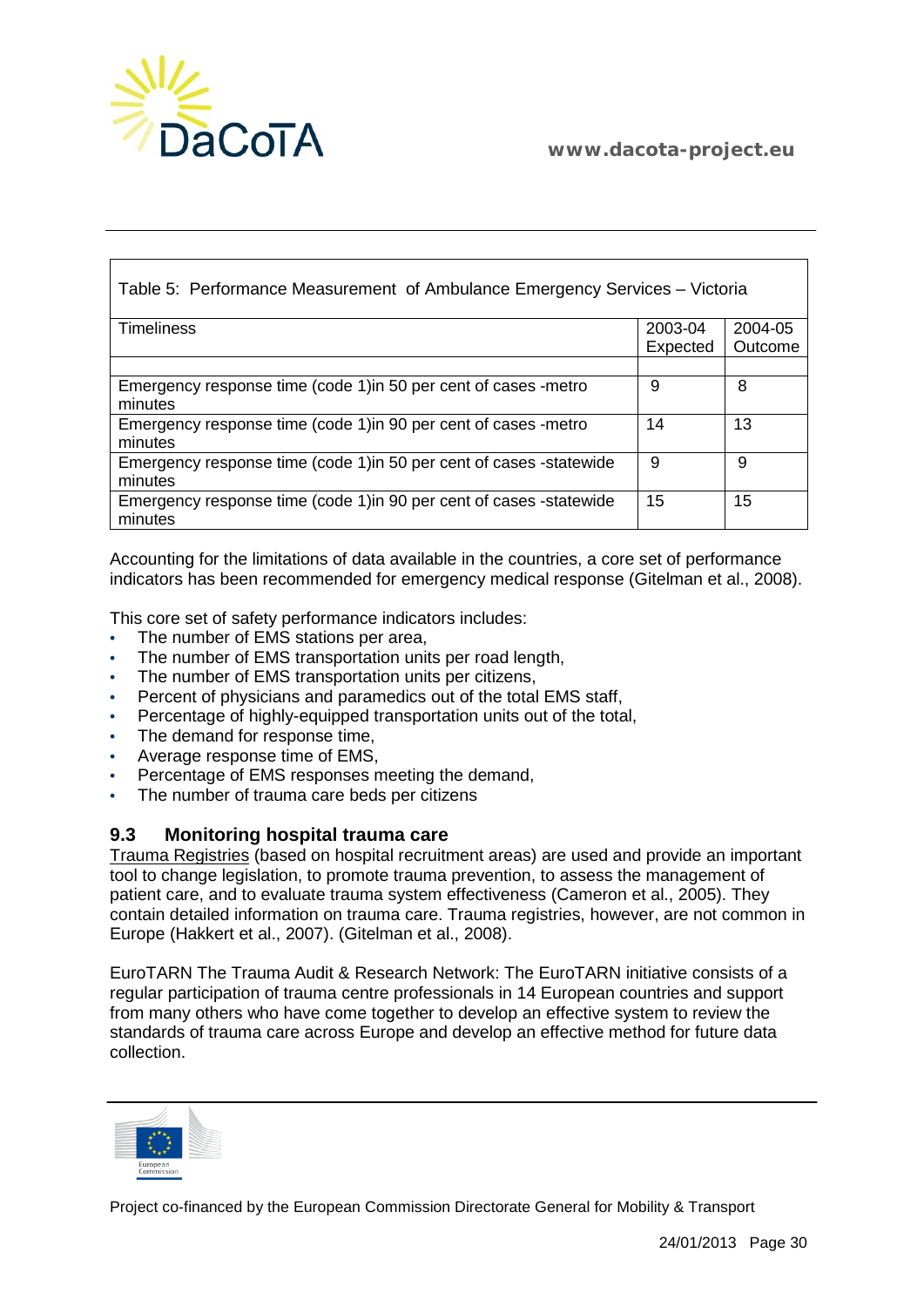| Table 5: Performance Measurement of Ambulance Emergency Services – Victoria | | |
|---|---|---|
| Timeliness | 2003-04 Expected | 2004-05 Outcome |
| | | |
| Emergency response time (code 1)in 50 per cent of cases -metro minutes | 9 | 8 |
| Emergency response time (code 1)in 90 per cent of cases -metro minutes | 14 | 13 |
| Emergency response time (code 1)in 50 per cent of cases -statewide minutes | 9 | 9 |
| Emergency response time (code 1)in 90 per cent of cases -statewide minutes | 15 | 15 |

Accounting for the limitations of data available in the countries, a core set of performance indicators has been recommended for emergency medical response (Gitelman et al., 2008).

This core set of safety performance indicators includes:

- The number of EMS stations per area,
- The number of EMS transportation units per road length,
- The number of EMS transportation units per citizens,
- Percent of physicians and paramedics out of the total EMS staff,
- Percentage of highly-equipped transportation units out of the total,
- The demand for response time,
- Average response time of EMS,
- Percentage of EMS responses meeting the demand,
- The number of trauma care beds per citizens

## 9.3 Monitoring hospital trauma care

Trauma Registries (based on hospital recruitment areas) are used and provide an important tool to change legislation, to promote trauma prevention, to assess the management of patient care, and to evaluate trauma system effectiveness (Cameron et al., 2005). They contain detailed information on trauma care. Trauma registries, however, are not common in Europe (Hakkert et al., 2007). (Gitelman et al., 2008).

EuroTARN The Trauma Audit & Research Network: The EuroTARN initiative consists of a regular participation of trauma centre professionals in 14 European countries and support from many others who have come together to develop an effective system to review the standards of trauma care across Europe and develop an effective method for future data collection.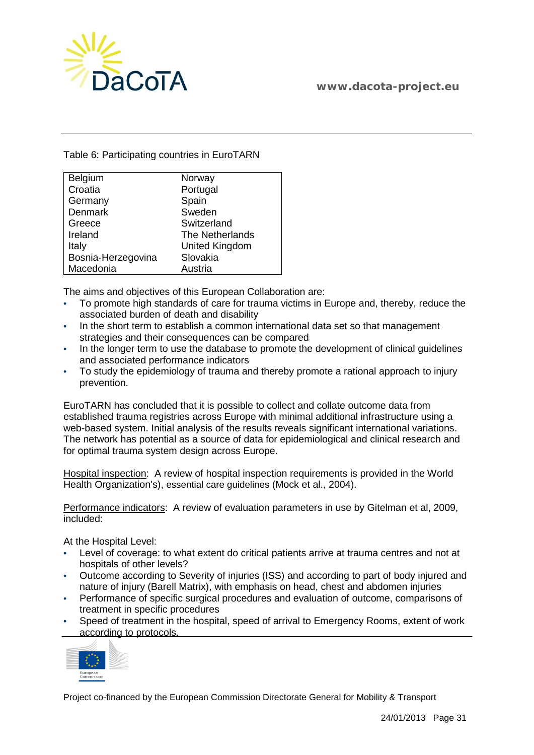Table 6: Participating countries in EuroTARN

| | |
|---|---|
| Belgium | Norway |
| Croatia | Portugal |
| Germany | Spain |
| Denmark | Sweden |
| Greece | Switzerland |
| Ireland | The Netherlands |
| Italy | United Kingdom |
| Bosnia-Herzegovina | Slovakia |
| Macedonia | Austria |

The aims and objectives of this European Collaboration are:

- To promote high standards of care for trauma victims in Europe and, thereby, reduce the associated burden of death and disability
- In the short term to establish a common international data set so that management strategies and their consequences can be compared
- In the longer term to use the database to promote the development of clinical guidelines and associated performance indicators
- To study the epidemiology of trauma and thereby promote a rational approach to injury prevention.

EuroTARN has concluded that it is possible to collect and collate outcome data from established trauma registries across Europe with minimal additional infrastructure using a web-based system. Initial analysis of the results reveals significant international variations. The network has potential as a source of data for epidemiological and clinical research and for optimal trauma system design across Europe.

Hospital inspection: A review of hospital inspection requirements is provided in the World Health Organization's), essential care guidelines (Mock et al., 2004).

Performance indicators: A review of evaluation parameters in use by Gitelman et al, 2009, included:

At the Hospital Level:

- Level of coverage: to what extent do critical patients arrive at trauma centres and not at hospitals of other levels?
- Outcome according to Severity of injuries (ISS) and according to part of body injured and nature of injury (Barell Matrix), with emphasis on head, chest and abdomen injuries
- Performance of specific surgical procedures and evaluation of outcome, comparisons of treatment in specific procedures
- Speed of treatment in the hospital, speed of arrival to Emergency Rooms, extent of work according to protocols.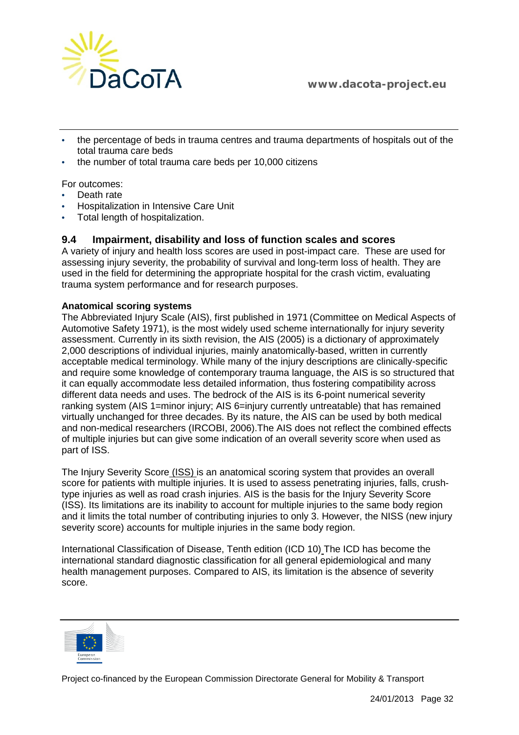- the percentage of beds in trauma centres and trauma departments of hospitals out of the total trauma care beds
- the number of total trauma care beds per 10,000 citizens

For outcomes:

- Death rate
- Hospitalization in Intensive Care Unit
- Total length of hospitalization.

## 9.4 Impairment, disability and loss of function scales and scores

A variety of injury and health loss scores are used in post-impact care. These are used for assessing injury severity, the probability of survival and long-term loss of health. They are used in the field for determining the appropriate hospital for the crash victim, evaluating trauma system performance and for research purposes.

**Anatomical scoring systems**

The Abbreviated Injury Scale (AIS), first published in 1971 (Committee on Medical Aspects of Automotive Safety 1971), is the most widely used scheme internationally for injury severity assessment. Currently in its sixth revision, the AIS (2005) is a dictionary of approximately 2,000 descriptions of individual injuries, mainly anatomically-based, written in currently acceptable medical terminology. While many of the injury descriptions are clinically-specific and require some knowledge of contemporary trauma language, the AIS is so structured that it can equally accommodate less detailed information, thus fostering compatibility across different data needs and uses. The bedrock of the AIS is its 6-point numerical severity ranking system (AIS 1=minor injury; AIS 6=injury currently untreatable) that has remained virtually unchanged for three decades. By its nature, the AIS can be used by both medical and non-medical researchers (IRCOBI, 2006).The AIS does not reflect the combined effects of multiple injuries but can give some indication of an overall severity score when used as part of ISS.

The Injury Severity Score (ISS) is an anatomical scoring system that provides an overall score for patients with multiple injuries. It is used to assess penetrating injuries, falls, crush-type injuries as well as road crash injuries. AIS is the basis for the Injury Severity Score (ISS). Its limitations are its inability to account for multiple injuries to the same body region and it limits the total number of contributing injuries to only 3. However, the NISS (new injury severity score) accounts for multiple injuries in the same body region.

International Classification of Disease, Tenth edition (ICD 10) The ICD has become the international standard diagnostic classification for all general epidemiological and many health management purposes. Compared to AIS, its limitation is the absence of severity score.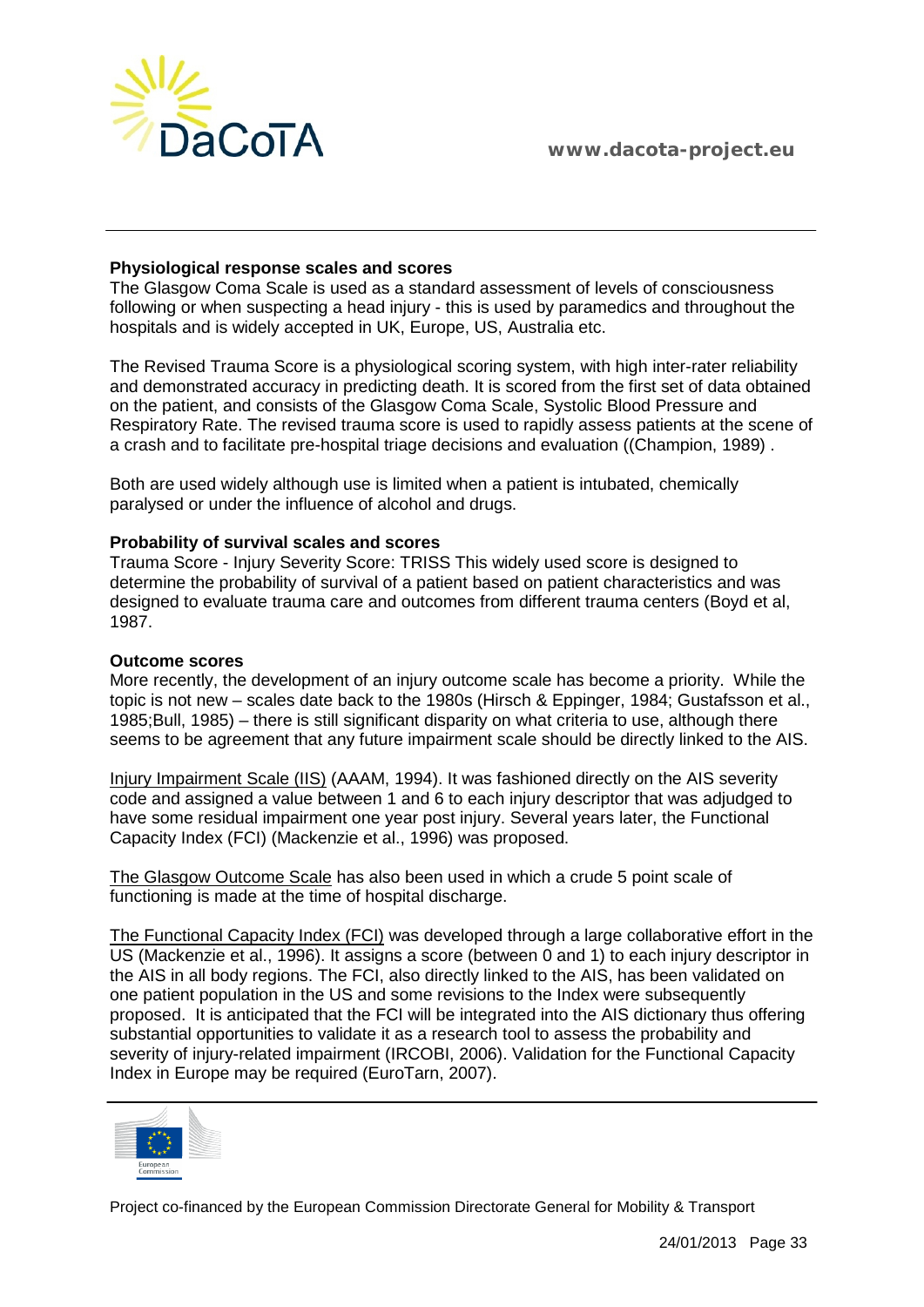**Physiological response scales and scores**

The Glasgow Coma Scale is used as a standard assessment of levels of consciousness following or when suspecting a head injury - this is used by paramedics and throughout the hospitals and is widely accepted in UK, Europe, US, Australia etc.

The Revised Trauma Score is a physiological scoring system, with high inter-rater reliability and demonstrated accuracy in predicting death. It is scored from the first set of data obtained on the patient, and consists of the Glasgow Coma Scale, Systolic Blood Pressure and Respiratory Rate. The revised trauma score is used to rapidly assess patients at the scene of a crash and to facilitate pre-hospital triage decisions and evaluation ((Champion, 1989) .

Both are used widely although use is limited when a patient is intubated, chemically paralysed or under the influence of alcohol and drugs.

**Probability of survival scales and scores**

Trauma Score - Injury Severity Score: TRISS This widely used score is designed to determine the probability of survival of a patient based on patient characteristics and was designed to evaluate trauma care and outcomes from different trauma centers (Boyd et al, 1987.

**Outcome scores**

More recently, the development of an injury outcome scale has become a priority. While the topic is not new – scales date back to the 1980s (Hirsch & Eppinger, 1984; Gustafsson et al., 1985;Bull, 1985) – there is still significant disparity on what criteria to use, although there seems to be agreement that any future impairment scale should be directly linked to the AIS.

Injury Impairment Scale (IIS) (AAAM, 1994). It was fashioned directly on the AIS severity code and assigned a value between 1 and 6 to each injury descriptor that was adjudged to have some residual impairment one year post injury. Several years later, the Functional Capacity Index (FCI) (Mackenzie et al., 1996) was proposed.

The Glasgow Outcome Scale has also been used in which a crude 5 point scale of functioning is made at the time of hospital discharge.

The Functional Capacity Index (FCI) was developed through a large collaborative effort in the US (Mackenzie et al., 1996). It assigns a score (between 0 and 1) to each injury descriptor in the AIS in all body regions. The FCI, also directly linked to the AIS, has been validated on one patient population in the US and some revisions to the Index were subsequently proposed. It is anticipated that the FCI will be integrated into the AIS dictionary thus offering substantial opportunities to validate it as a research tool to assess the probability and severity of injury-related impairment (IRCOBI, 2006). Validation for the Functional Capacity Index in Europe may be required (EuroTarn, 2007).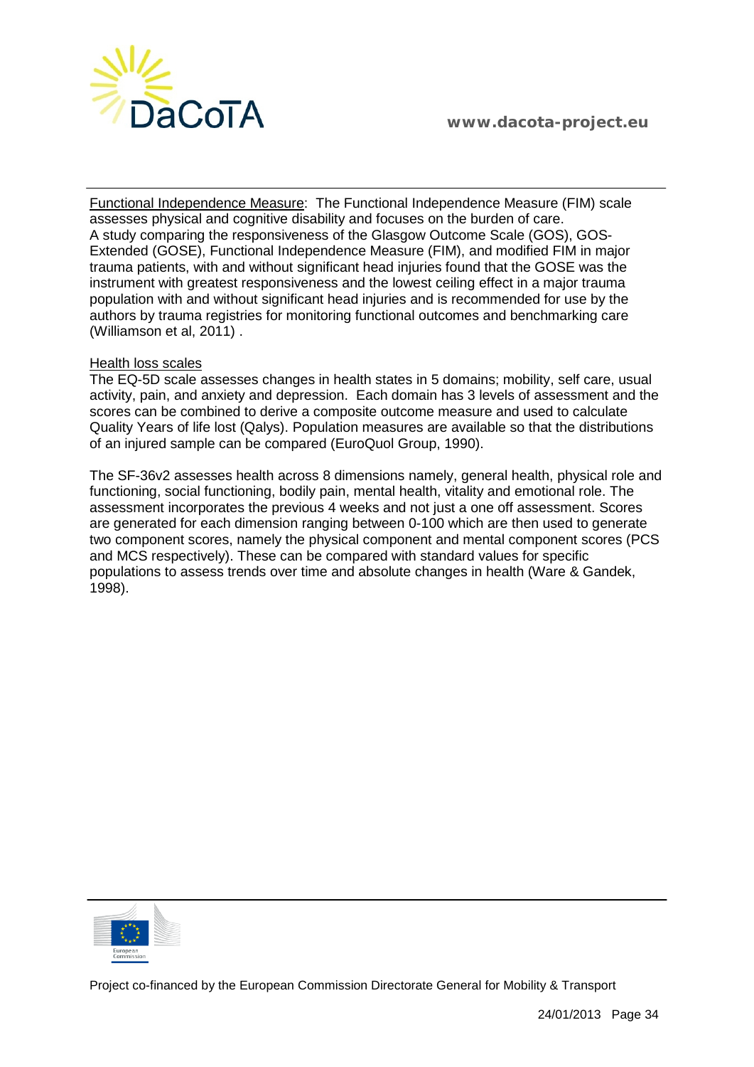Functional Independence Measure: The Functional Independence Measure (FIM) scale assesses physical and cognitive disability and focuses on the burden of care.
A study comparing the responsiveness of the Glasgow Outcome Scale (GOS), GOS-Extended (GOSE), Functional Independence Measure (FIM), and modified FIM in major trauma patients, with and without significant head injuries found that the GOSE was the instrument with greatest responsiveness and the lowest ceiling effect in a major trauma population with and without significant head injuries and is recommended for use by the authors by trauma registries for monitoring functional outcomes and benchmarking care (Williamson et al, 2011) .

Health loss scales

The EQ-5D scale assesses changes in health states in 5 domains; mobility, self care, usual activity, pain, and anxiety and depression. Each domain has 3 levels of assessment and the scores can be combined to derive a composite outcome measure and used to calculate Quality Years of life lost (Qalys). Population measures are available so that the distributions of an injured sample can be compared (EuroQuol Group, 1990).

The SF-36v2 assesses health across 8 dimensions namely, general health, physical role and functioning, social functioning, bodily pain, mental health, vitality and emotional role. The assessment incorporates the previous 4 weeks and not just a one off assessment. Scores are generated for each dimension ranging between 0-100 which are then used to generate two component scores, namely the physical component and mental component scores (PCS and MCS respectively). These can be compared with standard values for specific populations to assess trends over time and absolute changes in health (Ware & Gandek, 1998).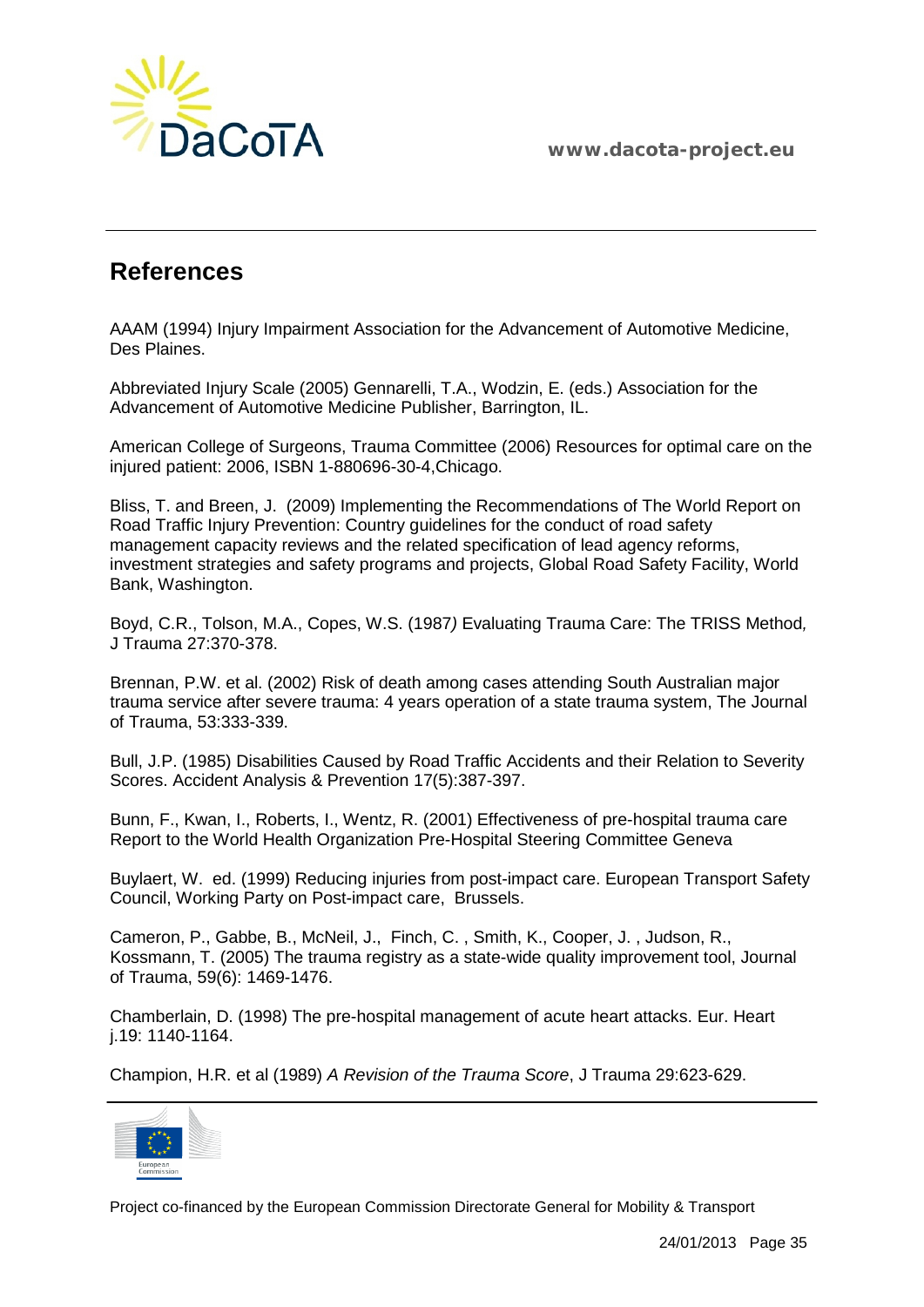## References

AAAM (1994) Injury Impairment Association for the Advancement of Automotive Medicine, Des Plaines.

Abbreviated Injury Scale (2005) Gennarelli, T.A., Wodzin, E. (eds.) Association for the Advancement of Automotive Medicine Publisher, Barrington, IL.

American College of Surgeons, Trauma Committee (2006) Resources for optimal care on the injured patient: 2006, ISBN 1-880696-30-4,Chicago.

Bliss, T. and Breen, J. (2009) Implementing the Recommendations of The World Report on Road Traffic Injury Prevention: Country guidelines for the conduct of road safety management capacity reviews and the related specification of lead agency reforms, investment strategies and safety programs and projects, Global Road Safety Facility, World Bank, Washington.

Boyd, C.R., Tolson, M.A., Copes, W.S. (1987*)* Evaluating Trauma Care: The TRISS Method*,* J Trauma 27:370-378.

Brennan, P.W. et al. (2002) Risk of death among cases attending South Australian major trauma service after severe trauma: 4 years operation of a state trauma system, The Journal of Trauma, 53:333-339.

Bull, J.P. (1985) Disabilities Caused by Road Traffic Accidents and their Relation to Severity Scores. Accident Analysis & Prevention 17(5):387-397.

Bunn, F., Kwan, I., Roberts, I., Wentz, R. (2001) Effectiveness of pre-hospital trauma care Report to the World Health Organization Pre-Hospital Steering Committee Geneva

Buylaert, W. ed. (1999) Reducing injuries from post-impact care. European Transport Safety Council, Working Party on Post-impact care, Brussels.

Cameron, P., Gabbe, B., McNeil, J., Finch, C. , Smith, K., Cooper, J. , Judson, R., Kossmann, T. (2005) The trauma registry as a state-wide quality improvement tool, Journal of Trauma, 59(6): 1469-1476.

Chamberlain, D. (1998) The pre-hospital management of acute heart attacks. Eur. Heart j.19: 1140-1164.

Champion, H.R. et al (1989) *A Revision of the Trauma Score*, J Trauma 29:623-629.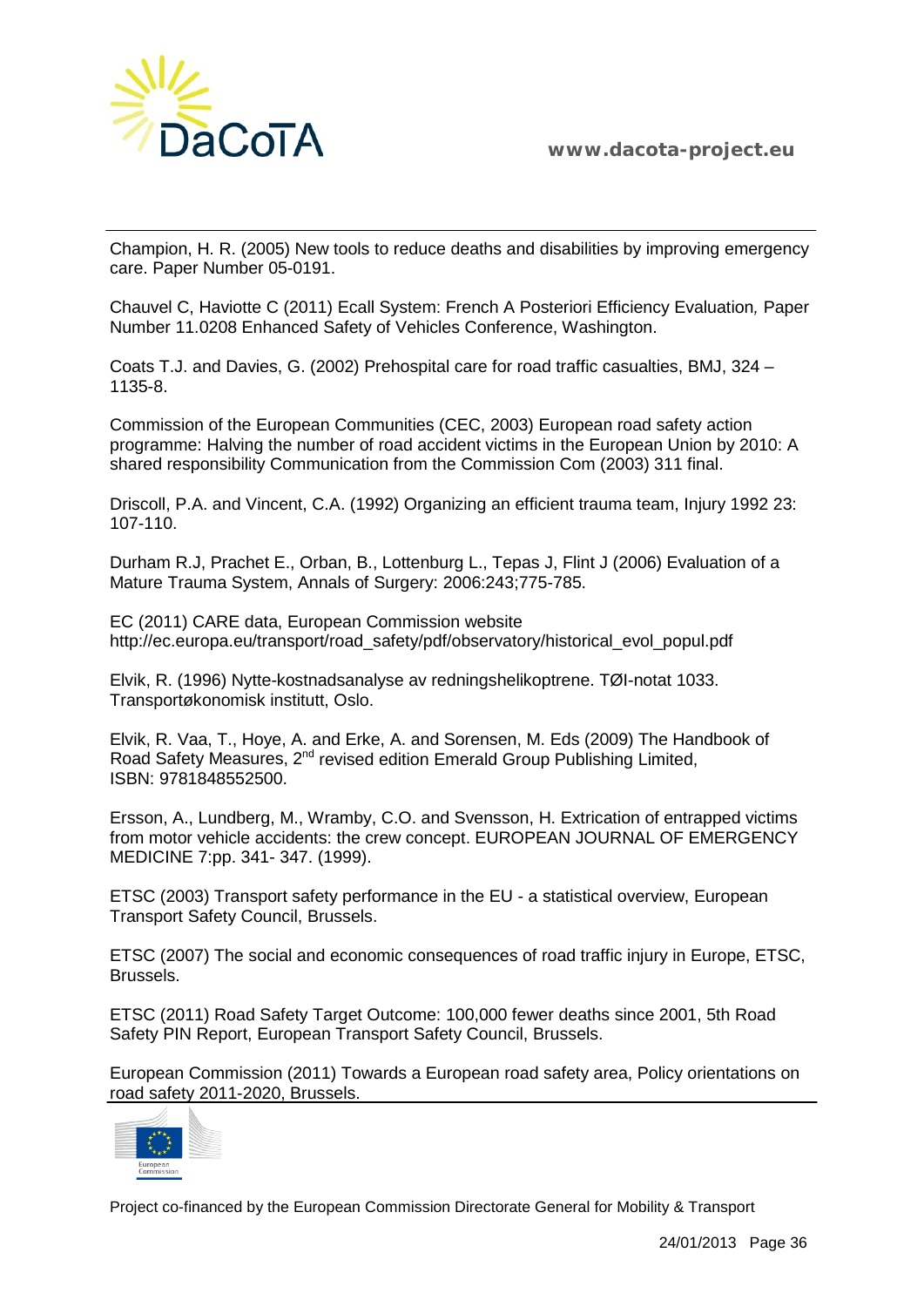Champion, H. R. (2005) New tools to reduce deaths and disabilities by improving emergency care. Paper Number 05-0191.

Chauvel C, Haviotte C (2011) Ecall System: French A Posteriori Efficiency Evaluation*,* Paper Number 11.0208 Enhanced Safety of Vehicles Conference, Washington.

Coats T.J. and Davies, G. (2002) Prehospital care for road traffic casualties, BMJ, 324 – 1135-8.

Commission of the European Communities (CEC, 2003) European road safety action programme: Halving the number of road accident victims in the European Union by 2010: A shared responsibility Communication from the Commission Com (2003) 311 final.

Driscoll, P.A. and Vincent, C.A. (1992) Organizing an efficient trauma team, Injury 1992 23: 107-110.

Durham R.J, Prachet E., Orban, B., Lottenburg L., Tepas J, Flint J (2006) Evaluation of a Mature Trauma System, Annals of Surgery: 2006:243;775-785.

EC (2011) CARE data, European Commission website
http://ec.europa.eu/transport/road_safety/pdf/observatory/historical_evol_popul.pdf

Elvik, R. (1996) Nytte-kostnadsanalyse av redningshelikoptrene. TØI-notat 1033. Transportøkonomisk institutt, Oslo.

Elvik, R. Vaa, T., Hoye, A. and Erke, A. and Sorensen, M. Eds (2009) The Handbook of Road Safety Measures, 2nd revised edition Emerald Group Publishing Limited, ISBN: 9781848552500.

Ersson, A., Lundberg, M., Wramby, C.O. and Svensson, H. Extrication of entrapped victims from motor vehicle accidents: the crew concept. EUROPEAN JOURNAL OF EMERGENCY MEDICINE 7:pp. 341- 347. (1999).

ETSC (2003) Transport safety performance in the EU - a statistical overview, European Transport Safety Council, Brussels.

ETSC (2007) The social and economic consequences of road traffic injury in Europe, ETSC, Brussels.

ETSC (2011) Road Safety Target Outcome: 100,000 fewer deaths since 2001, 5th Road Safety PIN Report, European Transport Safety Council, Brussels.

European Commission (2011) Towards a European road safety area, Policy orientations on road safety 2011-2020, Brussels.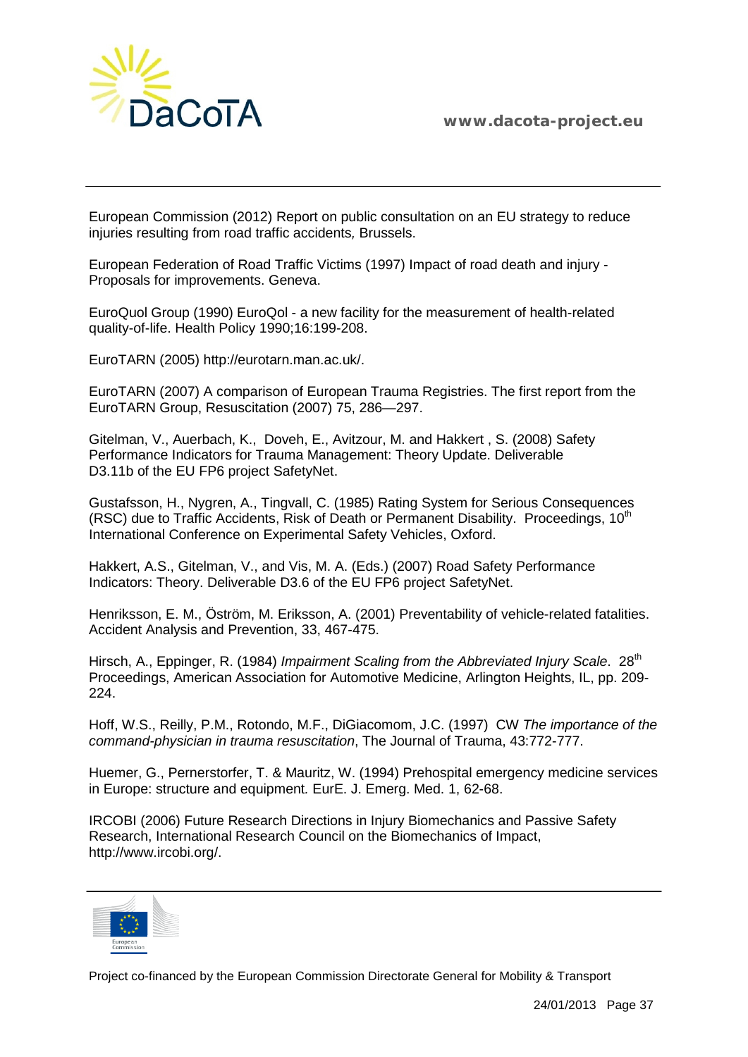European Commission (2012) Report on public consultation on an EU strategy to reduce injuries resulting from road traffic accidents*,* Brussels.

European Federation of Road Traffic Victims (1997) Impact of road death and injury - Proposals for improvements. Geneva.

EuroQuol Group (1990) EuroQol - a new facility for the measurement of health-related quality-of-life. Health Policy 1990;16:199-208.

EuroTARN (2005) http://eurotarn.man.ac.uk/.

EuroTARN (2007) A comparison of European Trauma Registries. The first report from the EuroTARN Group, Resuscitation (2007) 75, 286—297.

Gitelman, V., Auerbach, K., Doveh, E., Avitzour, M. and Hakkert , S. (2008) Safety Performance Indicators for Trauma Management: Theory Update. Deliverable D3.11b of the EU FP6 project SafetyNet.

Gustafsson, H., Nygren, A., Tingvall, C. (1985) Rating System for Serious Consequences (RSC) due to Traffic Accidents, Risk of Death or Permanent Disability. Proceedings, 10th International Conference on Experimental Safety Vehicles, Oxford.

Hakkert, A.S., Gitelman, V., and Vis, M. A. (Eds.) (2007) Road Safety Performance Indicators: Theory. Deliverable D3.6 of the EU FP6 project SafetyNet.

Henriksson, E. M., Öström, M. Eriksson, A. (2001) Preventability of vehicle-related fatalities. Accident Analysis and Prevention, 33, 467-475.

Hirsch, A., Eppinger, R. (1984) *Impairment Scaling from the Abbreviated Injury Scale*. 28th Proceedings, American Association for Automotive Medicine, Arlington Heights, IL, pp. 209-224.

Hoff, W.S., Reilly, P.M., Rotondo, M.F., DiGiacomom, J.C. (1997) CW *The importance of the command-physician in trauma resuscitation*, The Journal of Trauma, 43:772-777.

Huemer, G., Pernerstorfer, T. & Mauritz, W. (1994) Prehospital emergency medicine services in Europe: structure and equipment*.* EurE. J. Emerg. Med. 1, 62-68.

IRCOBI (2006) Future Research Directions in Injury Biomechanics and Passive Safety Research, International Research Council on the Biomechanics of Impact, http://www.ircobi.org/.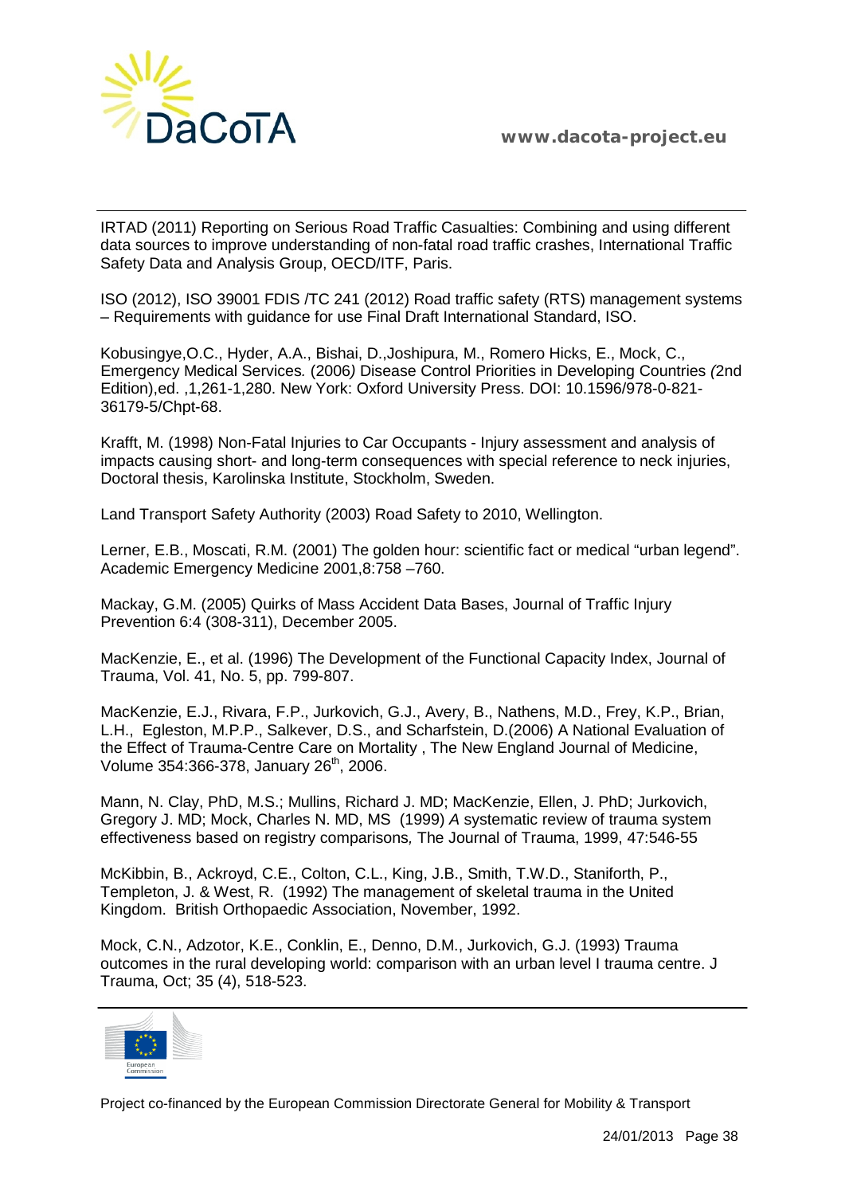IRTAD (2011) Reporting on Serious Road Traffic Casualties: Combining and using different data sources to improve understanding of non-fatal road traffic crashes, International Traffic Safety Data and Analysis Group, OECD/ITF, Paris.

ISO (2012), ISO 39001 FDIS /TC 241 (2012) Road traffic safety (RTS) management systems – Requirements with guidance for use Final Draft International Standard, ISO.

Kobusingye,O.C., Hyder, A.A., Bishai, D.,Joshipura, M., Romero Hicks, E., Mock, C., Emergency Medical Services*.* (2006*)* Disease Control Priorities in Developing Countries *(*2nd Edition),ed. ,1,261-1,280. New York: Oxford University Press. DOI: 10.1596/978-0-821-36179-5/Chpt-68.

Krafft, M. (1998) Non-Fatal Injuries to Car Occupants - Injury assessment and analysis of impacts causing short- and long-term consequences with special reference to neck injuries, Doctoral thesis, Karolinska Institute, Stockholm, Sweden.

Land Transport Safety Authority (2003) Road Safety to 2010, Wellington.

Lerner, E.B., Moscati, R.M. (2001) The golden hour: scientific fact or medical "urban legend". Academic Emergency Medicine 2001,8:758 –760.

Mackay, G.M. (2005) Quirks of Mass Accident Data Bases, Journal of Traffic Injury Prevention 6:4 (308-311), December 2005.

MacKenzie, E., et al. (1996) The Development of the Functional Capacity Index, Journal of Trauma, Vol. 41, No. 5, pp. 799-807.

MacKenzie, E.J., Rivara, F.P., Jurkovich, G.J., Avery, B., Nathens, M.D., Frey, K.P., Brian, L.H., Egleston, M.P.P., Salkever, D.S., and Scharfstein, D.(2006) A National Evaluation of the Effect of Trauma-Centre Care on Mortality , The New England Journal of Medicine, Volume 354:366-378, January 26th, 2006.

Mann, N. Clay, PhD, M.S.; Mullins, Richard J. MD; MacKenzie, Ellen, J. PhD; Jurkovich, Gregory J. MD; Mock, Charles N. MD, MS (1999) *A* systematic review of trauma system effectiveness based on registry comparisons*,* The Journal of Trauma, 1999, 47:546-55

McKibbin, B., Ackroyd, C.E., Colton, C.L., King, J.B., Smith, T.W.D., Staniforth, P., Templeton, J. & West, R. (1992) The management of skeletal trauma in the United Kingdom. British Orthopaedic Association, November, 1992.

Mock, C.N., Adzotor, K.E., Conklin, E., Denno, D.M., Jurkovich, G.J. (1993) Trauma outcomes in the rural developing world: comparison with an urban level I trauma centre. J Trauma, Oct; 35 (4), 518-523.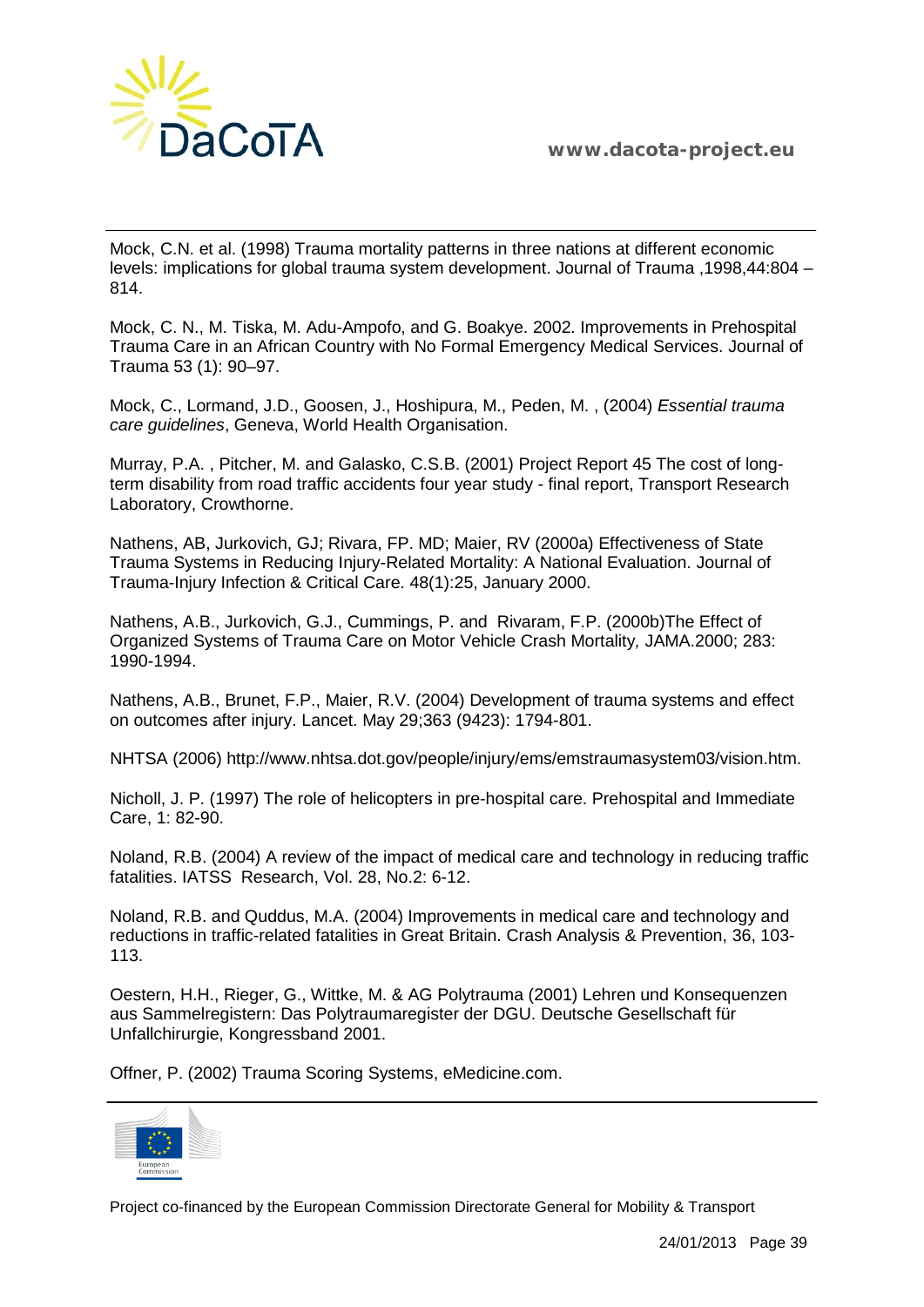Mock, C.N. et al. (1998) Trauma mortality patterns in three nations at different economic levels: implications for global trauma system development. Journal of Trauma ,1998,44:804 – 814.

Mock, C. N., M. Tiska, M. Adu-Ampofo, and G. Boakye. 2002. Improvements in Prehospital Trauma Care in an African Country with No Formal Emergency Medical Services. Journal of Trauma 53 (1): 90–97.

Mock, C., Lormand, J.D., Goosen, J., Hoshipura, M., Peden, M. , (2004) *Essential trauma care guidelines*, Geneva, World Health Organisation.

Murray, P.A. , Pitcher, M. and Galasko, C.S.B. (2001) Project Report 45 The cost of long-term disability from road traffic accidents four year study - final report, Transport Research Laboratory, Crowthorne.

Nathens, AB, Jurkovich, GJ; Rivara, FP. MD; Maier, RV (2000a) Effectiveness of State Trauma Systems in Reducing Injury-Related Mortality: A National Evaluation. Journal of Trauma-Injury Infection & Critical Care. 48(1):25, January 2000.

Nathens, A.B., Jurkovich, G.J., Cummings, P. and Rivaram, F.P. (2000b)The Effect of Organized Systems of Trauma Care on Motor Vehicle Crash Mortality*,* JAMA.2000; 283: 1990-1994.

Nathens, A.B., Brunet, F.P., Maier, R.V. (2004) Development of trauma systems and effect on outcomes after injury. Lancet. May 29;363 (9423): 1794-801.

NHTSA (2006) http://www.nhtsa.dot.gov/people/injury/ems/emstraumasystem03/vision.htm.

Nicholl, J. P. (1997) The role of helicopters in pre-hospital care. Prehospital and Immediate Care, 1: 82-90.

Noland, R.B. (2004) A review of the impact of medical care and technology in reducing traffic fatalities. IATSS Research, Vol. 28, No.2: 6-12.

Noland, R.B. and Quddus, M.A. (2004) Improvements in medical care and technology and reductions in traffic-related fatalities in Great Britain. Crash Analysis & Prevention, 36, 103-113.

Oestern, H.H., Rieger, G., Wittke, M. & AG Polytrauma (2001) Lehren und Konsequenzen aus Sammelregistern: Das Polytraumaregister der DGU. Deutsche Gesellschaft für Unfallchirurgie, Kongressband 2001.

Offner, P. (2002) Trauma Scoring Systems, eMedicine.com.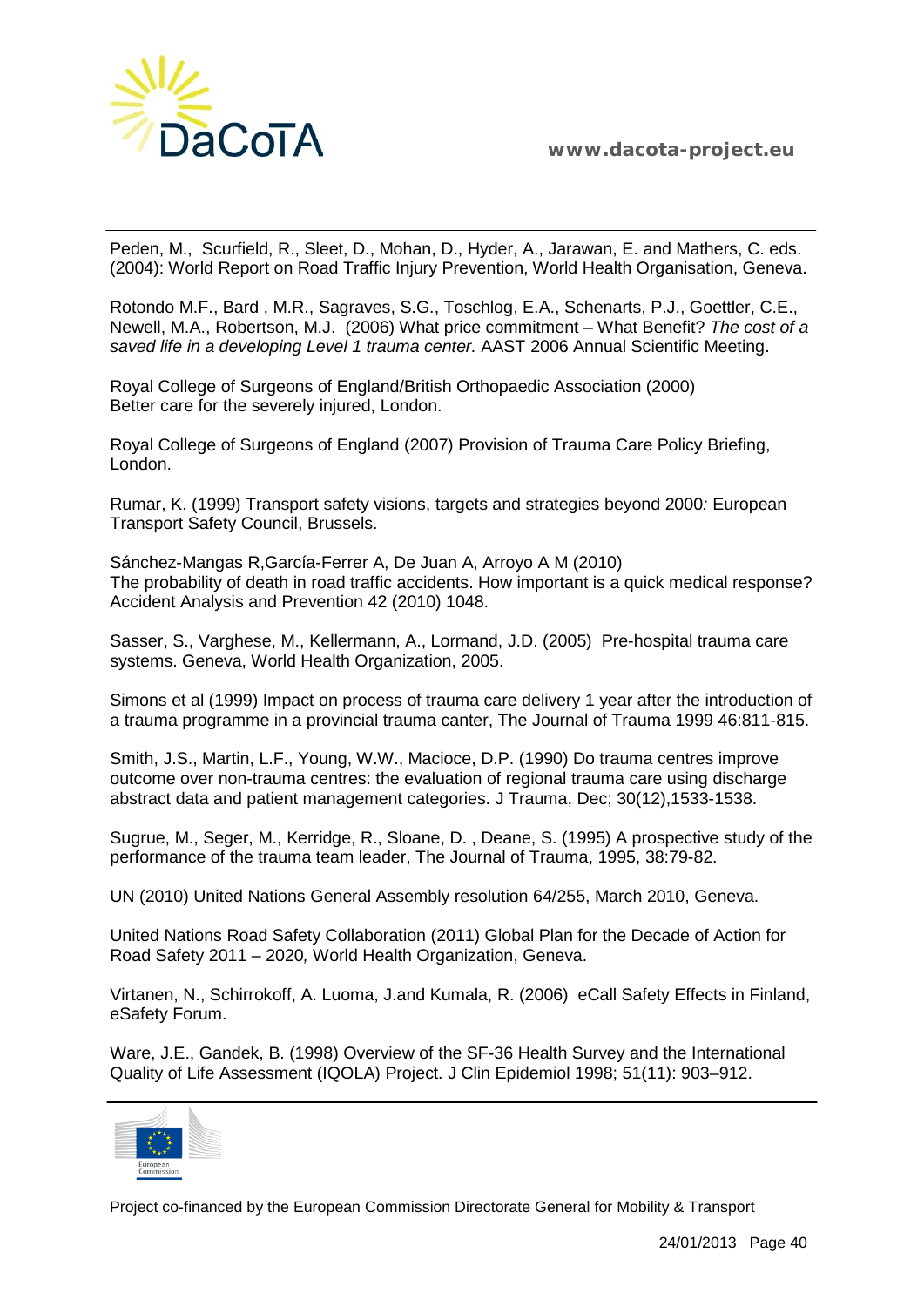Peden, M., Scurfield, R., Sleet, D., Mohan, D., Hyder, A., Jarawan, E. and Mathers, C. eds. (2004): World Report on Road Traffic Injury Prevention, World Health Organisation, Geneva.

Rotondo M.F., Bard , M.R., Sagraves, S.G., Toschlog, E.A., Schenarts, P.J., Goettler, C.E., Newell, M.A., Robertson, M.J. (2006) What price commitment – What Benefit? *The cost of a saved life in a developing Level 1 trauma center.* AAST 2006 Annual Scientific Meeting.

Royal College of Surgeons of England/British Orthopaedic Association (2000)
Better care for the severely injured, London.

Royal College of Surgeons of England (2007) Provision of Trauma Care Policy Briefing, London.

Rumar, K. (1999) Transport safety visions, targets and strategies beyond 2000*:* European Transport Safety Council, Brussels.

Sánchez-Mangas R,García-Ferrer A, De Juan A, Arroyo A M (2010)
The probability of death in road traffic accidents. How important is a quick medical response? Accident Analysis and Prevention 42 (2010) 1048.

Sasser, S., Varghese, M., Kellermann, A., Lormand, J.D. (2005) Pre-hospital trauma care systems. Geneva, World Health Organization, 2005.

Simons et al (1999) Impact on process of trauma care delivery 1 year after the introduction of a trauma programme in a provincial trauma canter, The Journal of Trauma 1999 46:811-815.

Smith, J.S., Martin, L.F., Young, W.W., Macioce, D.P. (1990) Do trauma centres improve outcome over non-trauma centres: the evaluation of regional trauma care using discharge abstract data and patient management categories. J Trauma, Dec; 30(12),1533-1538.

Sugrue, M., Seger, M., Kerridge, R., Sloane, D. , Deane, S. (1995) A prospective study of the performance of the trauma team leader, The Journal of Trauma, 1995, 38:79-82.

UN (2010) United Nations General Assembly resolution 64/255, March 2010, Geneva.

United Nations Road Safety Collaboration (2011) Global Plan for the Decade of Action for Road Safety 2011 – 2020*,* World Health Organization, Geneva.

Virtanen, N., Schirrokoff, A. Luoma, J.and Kumala, R. (2006) eCall Safety Effects in Finland, eSafety Forum.

Ware, J.E., Gandek, B. (1998) Overview of the SF-36 Health Survey and the International Quality of Life Assessment (IQOLA) Project. J Clin Epidemiol 1998; 51(11): 903–912.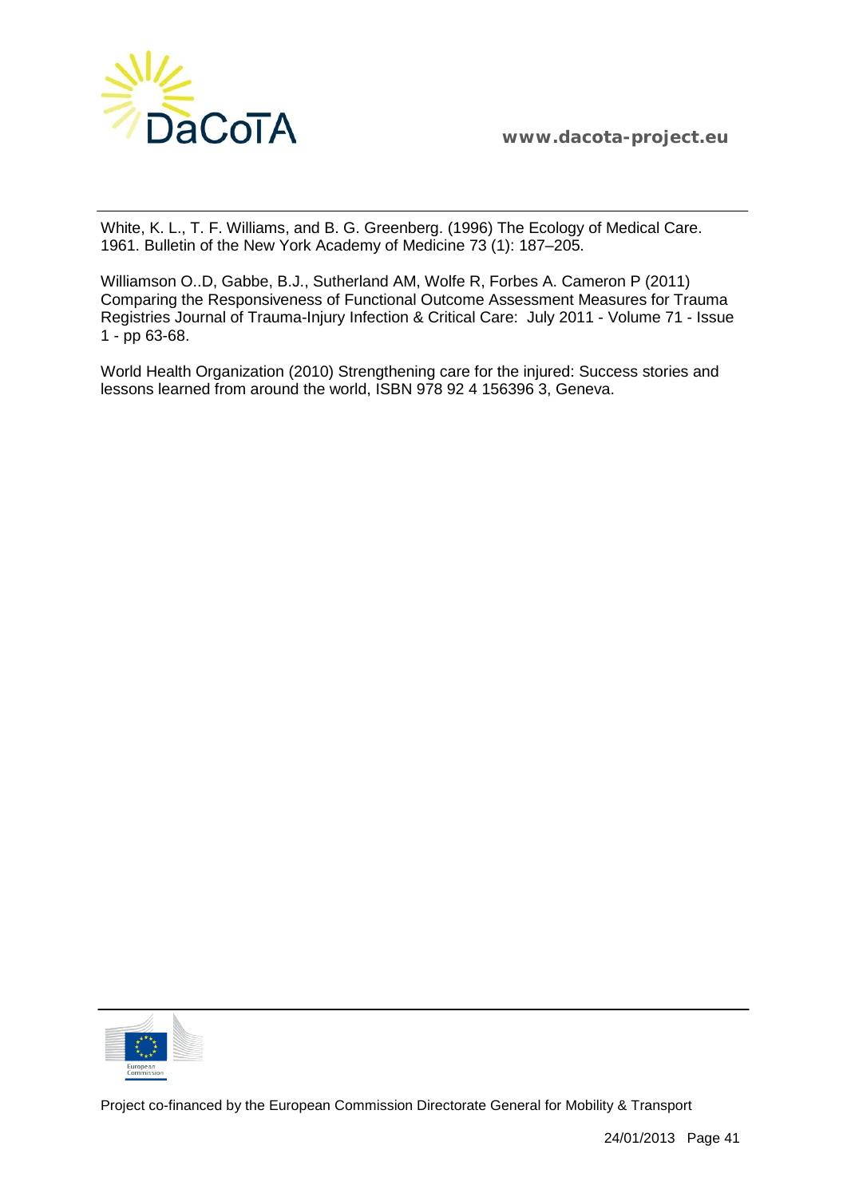White, K. L., T. F. Williams, and B. G. Greenberg. (1996) The Ecology of Medical Care. 1961. Bulletin of the New York Academy of Medicine 73 (1): 187–205.

Williamson O..D, Gabbe, B.J., Sutherland AM, Wolfe R, Forbes A. Cameron P (2011) Comparing the Responsiveness of Functional Outcome Assessment Measures for Trauma Registries Journal of Trauma-Injury Infection & Critical Care: July 2011 - Volume 71 - Issue 1 - pp 63-68.

World Health Organization (2010) Strengthening care for the injured: Success stories and lessons learned from around the world, ISBN 978 92 4 156396 3, Geneva.